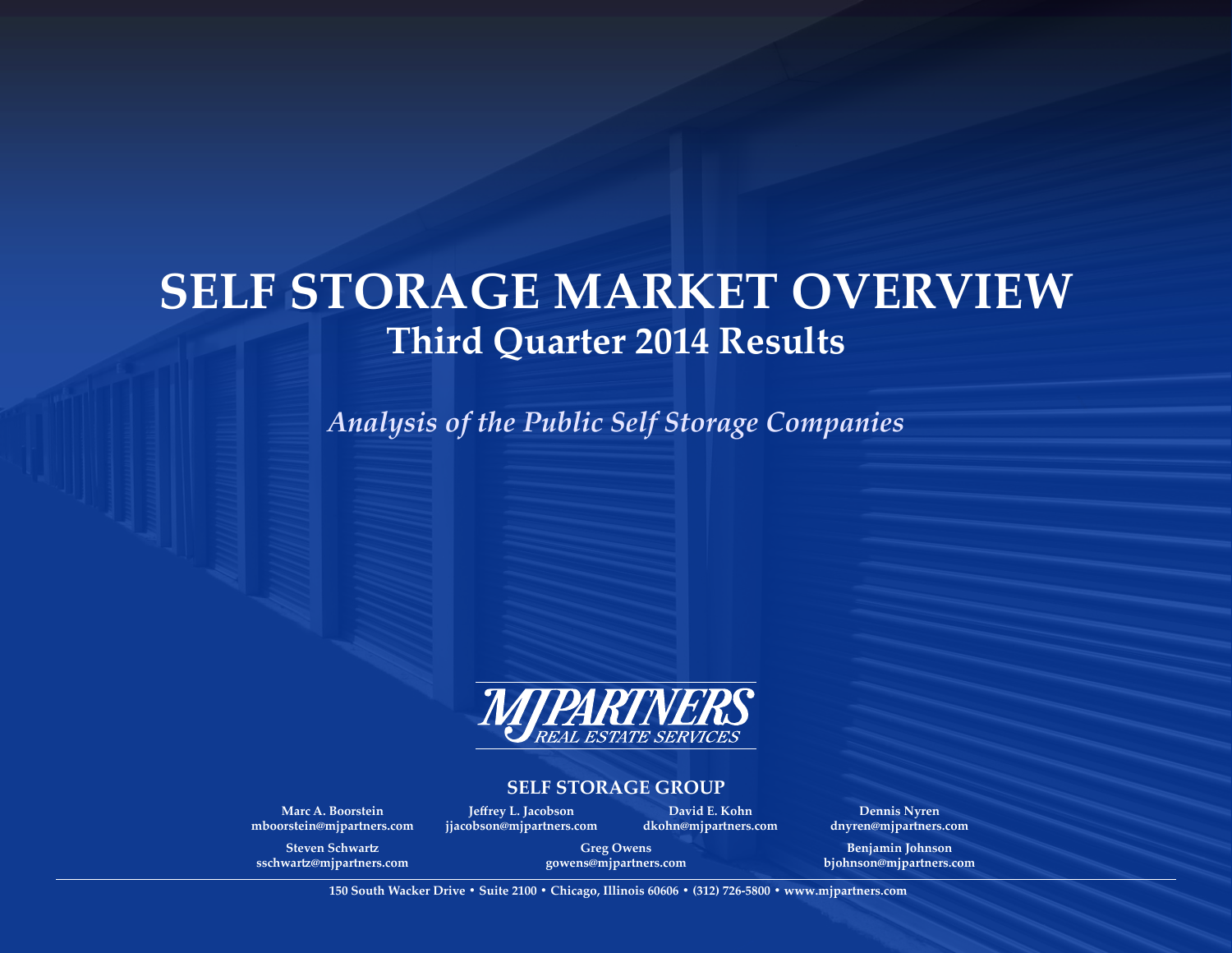# SELF STORAGE MARKET OVERVIEW

## Third Quarter 2014 Results

*Analysis of the Public Self Storage Companies*

MJPARTNERS
REAL ESTATE SERVICES

**SELF STORAGE GROUP**

**Marc A. Boorstein**
**mboorstein@mjpartners.com**

**Jeffrey L. Jacobson**
**jjacobson@mjpartners.com**

**David E. Kohn**
**dkohn@mjpartners.com**

**Dennis Nyren**
**dnyren@mjpartners.com**

**Steven Schwartz**
**sschwartz@mjpartners.com**

**Greg Owens**
**gowens@mjpartners.com**

**Benjamin Johnson**
**bjohnson@mjpartners.com**

**150 South Wacker Drive • Suite 2100 • Chicago, Illinois 60606 • (312) 726-5800 • www.mjpartners.com**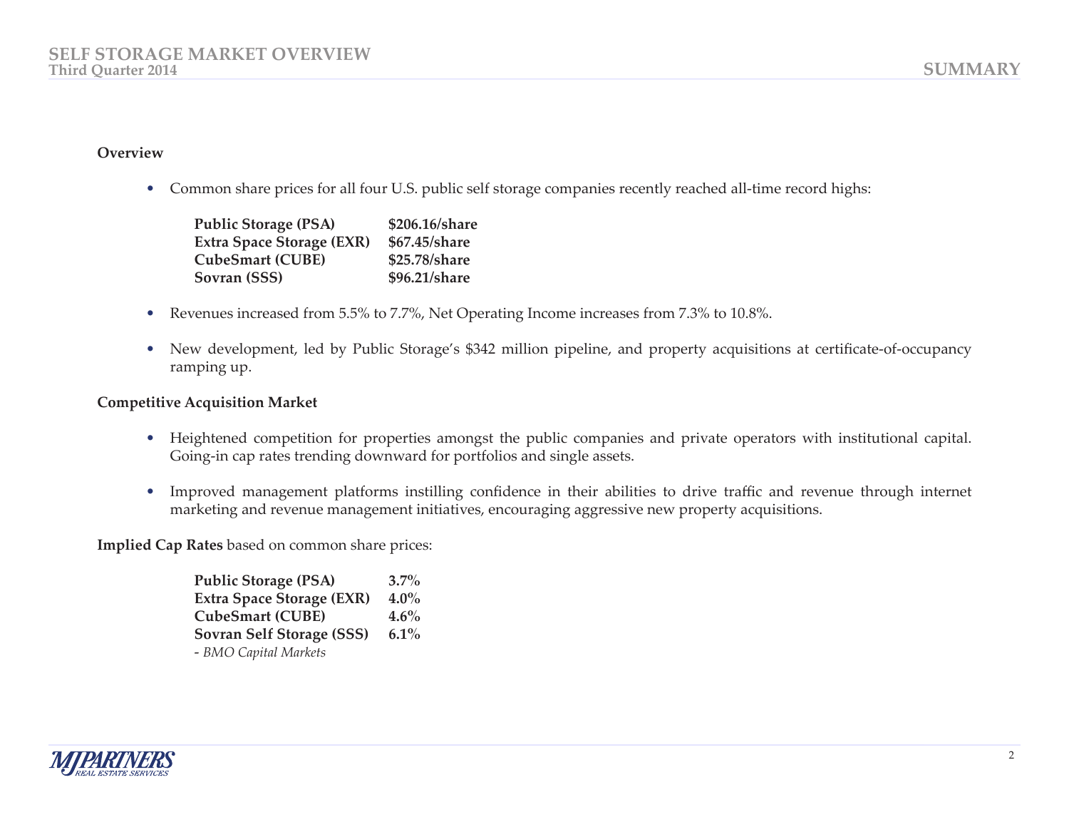## Overview

- Common share prices for all four U.S. public self storage companies recently reached all-time record highs:

| | |
|---|---|
| **Public Storage (PSA)** | **$206.16/share** |
| **Extra Space Storage (EXR)** | **$67.45/share** |
| **CubeSmart (CUBE)** | **$25.78/share** |
| **Sovran (SSS)** | **$96.21/share** |

- Revenues increased from 5.5% to 7.7%, Net Operating Income increases from 7.3% to 10.8%.

- New development, led by Public Storage's $342 million pipeline, and property acquisitions at certificate-of-occupancy ramping up.

## Competitive Acquisition Market

- Heightened competition for properties amongst the public companies and private operators with institutional capital. Going-in cap rates trending downward for portfolios and single assets.

- Improved management platforms instilling confidence in their abilities to drive traffic and revenue through internet marketing and revenue management initiatives, encouraging aggressive new property acquisitions.

**Implied Cap Rates** based on common share prices:

| | |
|---|---|
| **Public Storage (PSA)** | **3.7%** |
| **Extra Space Storage (EXR)** | **4.0%** |
| **CubeSmart (CUBE)** | **4.6%** |
| **Sovran Self Storage (SSS)** | **6.1%** |

- *BMO Capital Markets*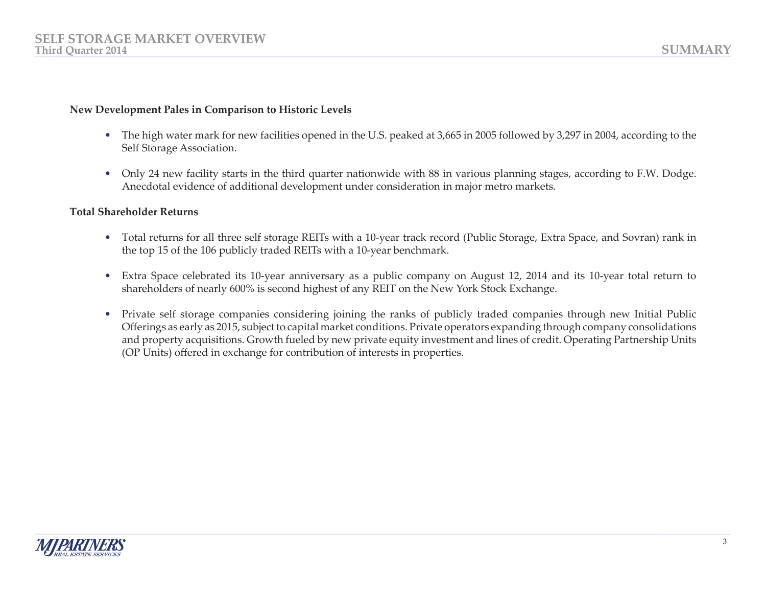### New Development Pales in Comparison to Historic Levels

- The high water mark for new facilities opened in the U.S. peaked at 3,665 in 2005 followed by 3,297 in 2004, according to the Self Storage Association.
- Only 24 new facility starts in the third quarter nationwide with 88 in various planning stages, according to F.W. Dodge. Anecdotal evidence of additional development under consideration in major metro markets.

### Total Shareholder Returns

- Total returns for all three self storage REITs with a 10-year track record (Public Storage, Extra Space, and Sovran) rank in the top 15 of the 106 publicly traded REITs with a 10-year benchmark.
- Extra Space celebrated its 10-year anniversary as a public company on August 12, 2014 and its 10-year total return to shareholders of nearly 600% is second highest of any REIT on the New York Stock Exchange.
- Private self storage companies considering joining the ranks of publicly traded companies through new Initial Public Offerings as early as 2015, subject to capital market conditions. Private operators expanding through company consolidations and property acquisitions. Growth fueled by new private equity investment and lines of credit. Operating Partnership Units (OP Units) offered in exchange for contribution of interests in properties.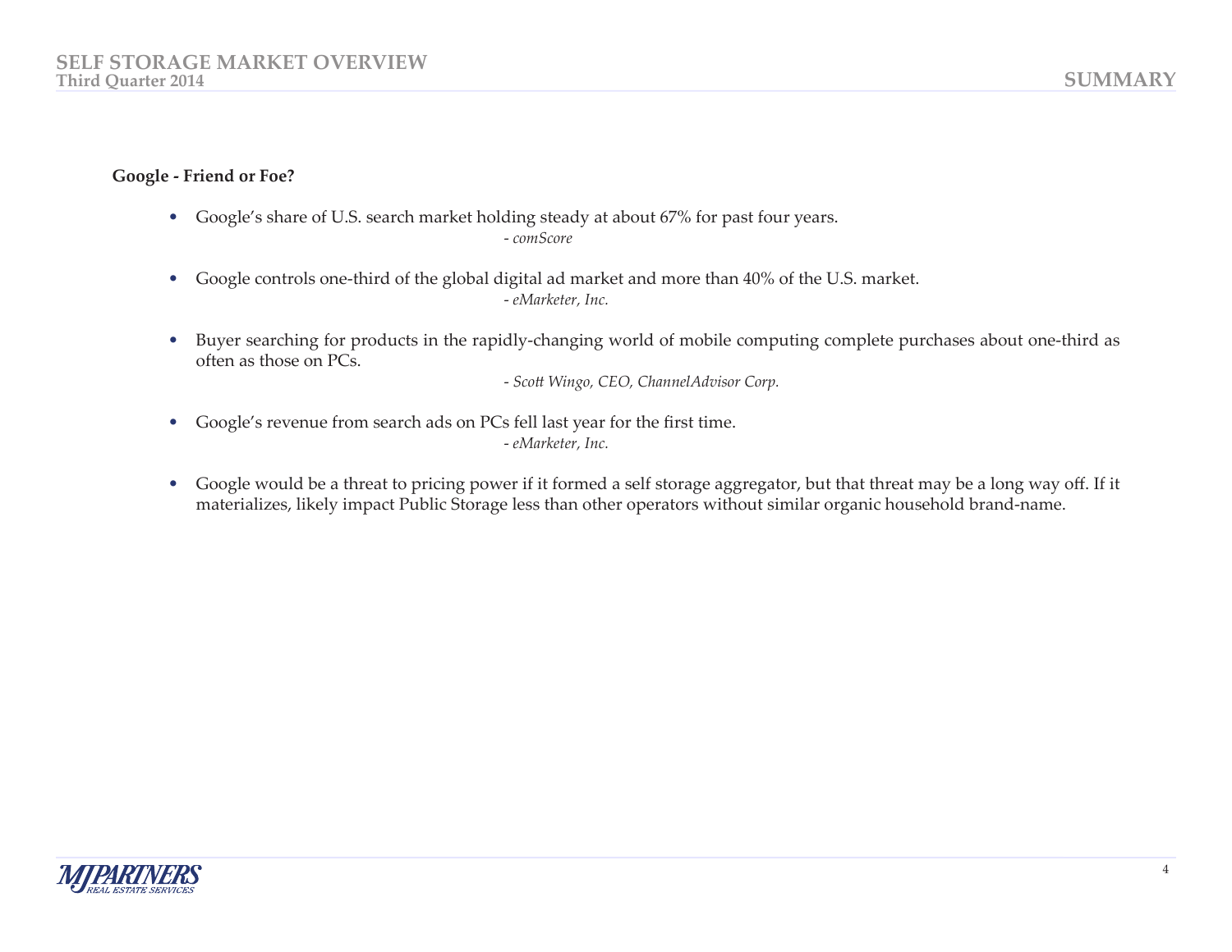**Google - Friend or Foe?**

- Google's share of U.S. search market holding steady at about 67% for past four years.

  *- comScore*

- Google controls one-third of the global digital ad market and more than 40% of the U.S. market.

  *- eMarketer, Inc.*

- Buyer searching for products in the rapidly-changing world of mobile computing complete purchases about one-third as often as those on PCs.

  *- Scott Wingo, CEO, ChannelAdvisor Corp.*

- Google's revenue from search ads on PCs fell last year for the first time.

  *- eMarketer, Inc.*

- Google would be a threat to pricing power if it formed a self storage aggregator, but that threat may be a long way off. If it materializes, likely impact Public Storage less than other operators without similar organic household brand-name.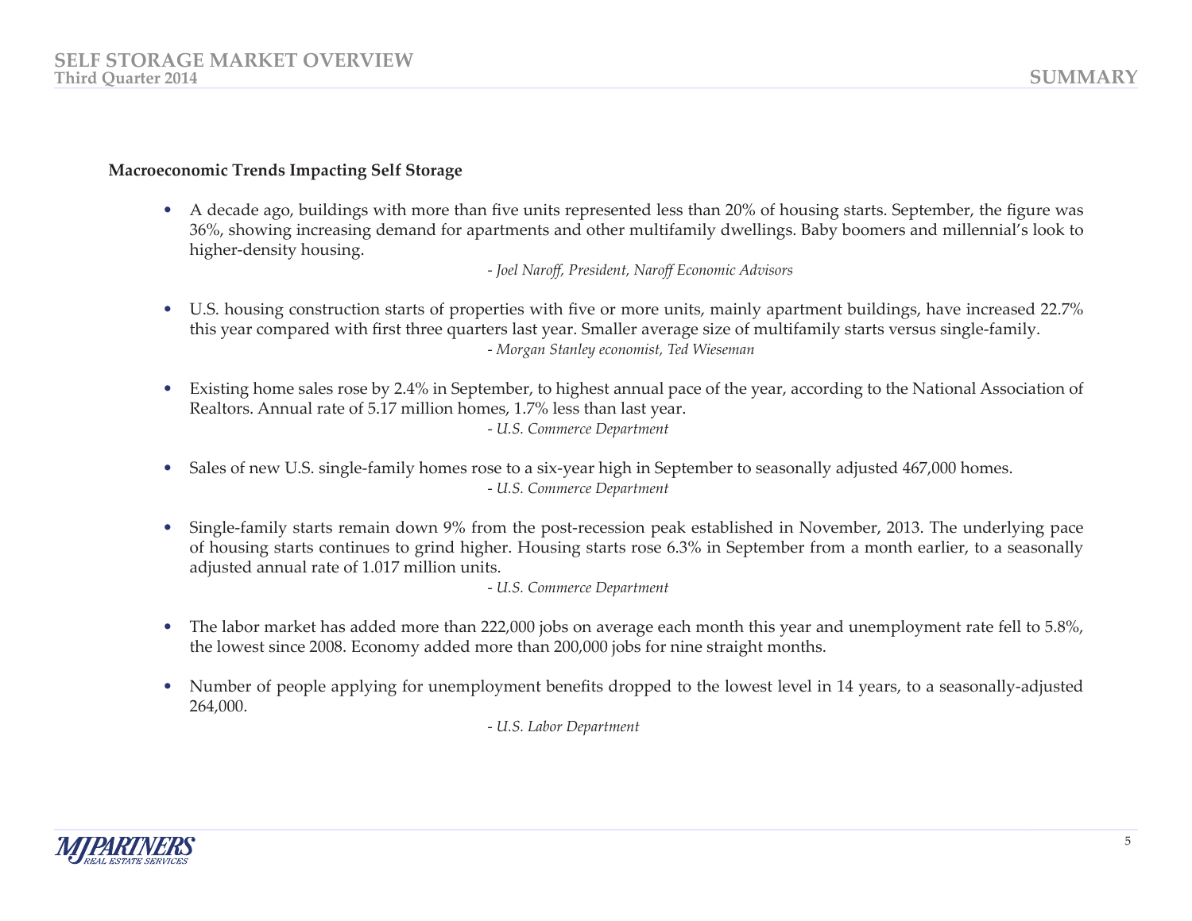**Macroeconomic Trends Impacting Self Storage**

- A decade ago, buildings with more than five units represented less than 20% of housing starts. September, the figure was 36%, showing increasing demand for apartments and other multifamily dwellings. Baby boomers and millennial's look to higher-density housing.

  *- Joel Naroff, President, Naroff Economic Advisors*

- U.S. housing construction starts of properties with five or more units, mainly apartment buildings, have increased 22.7% this year compared with first three quarters last year. Smaller average size of multifamily starts versus single-family.

  *- Morgan Stanley economist, Ted Wieseman*

- Existing home sales rose by 2.4% in September, to highest annual pace of the year, according to the National Association of Realtors. Annual rate of 5.17 million homes, 1.7% less than last year.

  *- U.S. Commerce Department*

- Sales of new U.S. single-family homes rose to a six-year high in September to seasonally adjusted 467,000 homes.

  *- U.S. Commerce Department*

- Single-family starts remain down 9% from the post-recession peak established in November, 2013. The underlying pace of housing starts continues to grind higher. Housing starts rose 6.3% in September from a month earlier, to a seasonally adjusted annual rate of 1.017 million units.

  *- U.S. Commerce Department*

- The labor market has added more than 222,000 jobs on average each month this year and unemployment rate fell to 5.8%, the lowest since 2008. Economy added more than 200,000 jobs for nine straight months.

- Number of people applying for unemployment benefits dropped to the lowest level in 14 years, to a seasonally-adjusted 264,000.

  *- U.S. Labor Department*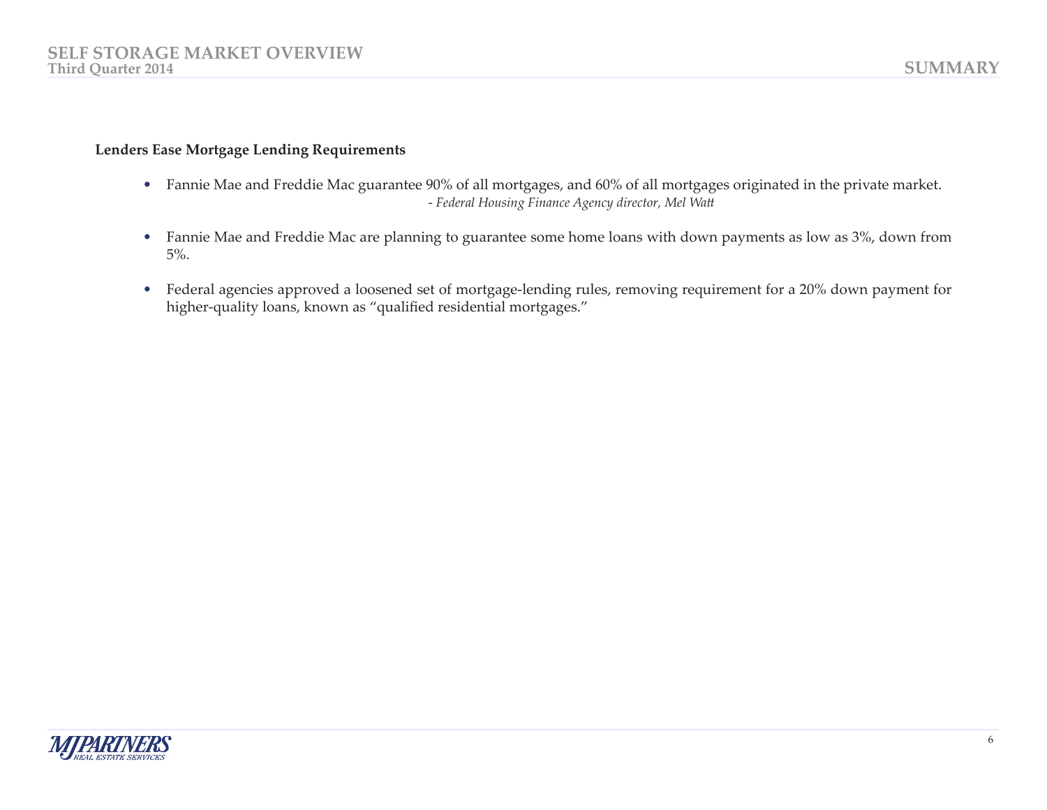**Lenders Ease Mortgage Lending Requirements**

- Fannie Mae and Freddie Mac guarantee 90% of all mortgages, and 60% of all mortgages originated in the private market.
  *- Federal Housing Finance Agency director, Mel Watt*

- Fannie Mae and Freddie Mac are planning to guarantee some home loans with down payments as low as 3%, down from 5%.

- Federal agencies approved a loosened set of mortgage-lending rules, removing requirement for a 20% down payment for higher-quality loans, known as "qualified residential mortgages."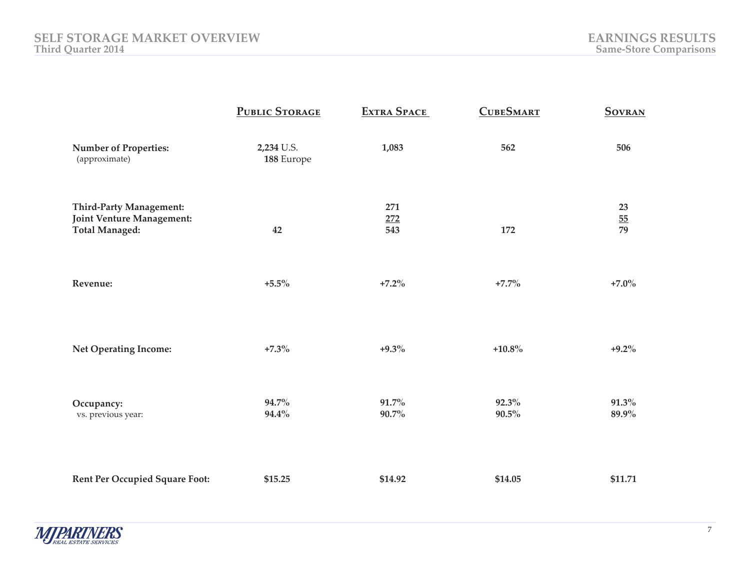# EARNINGS RESULTS

## Same-Store Comparisons

| | Public Storage | Extra Space | CubeSmart | Sovran |
|---|---|---|---|---|
| **Number of Properties:** (approximate) | **2,234** U.S. **188** Europe | **1,083** | **562** | **506** |
| **Third-Party Management:** | | **271** | | **23** |
| **Joint Venture Management:** | | **272** | | **55** |
| **Total Managed:** | **42** | **543** | **172** | **79** |
| **Revenue:** | **+5.5%** | **+7.2%** | **+7.7%** | **+7.0%** |
| **Net Operating Income:** | **+7.3%** | **+9.3%** | **+10.8%** | **+9.2%** |
| **Occupancy:** | **94.7%** | **91.7%** | **92.3%** | **91.3%** |
| vs. previous year: | **94.4%** | **90.7%** | **90.5%** | **89.9%** |
| **Rent Per Occupied Square Foot:** | **$15.25** | **$14.92** | **$14.05** | **$11.71** |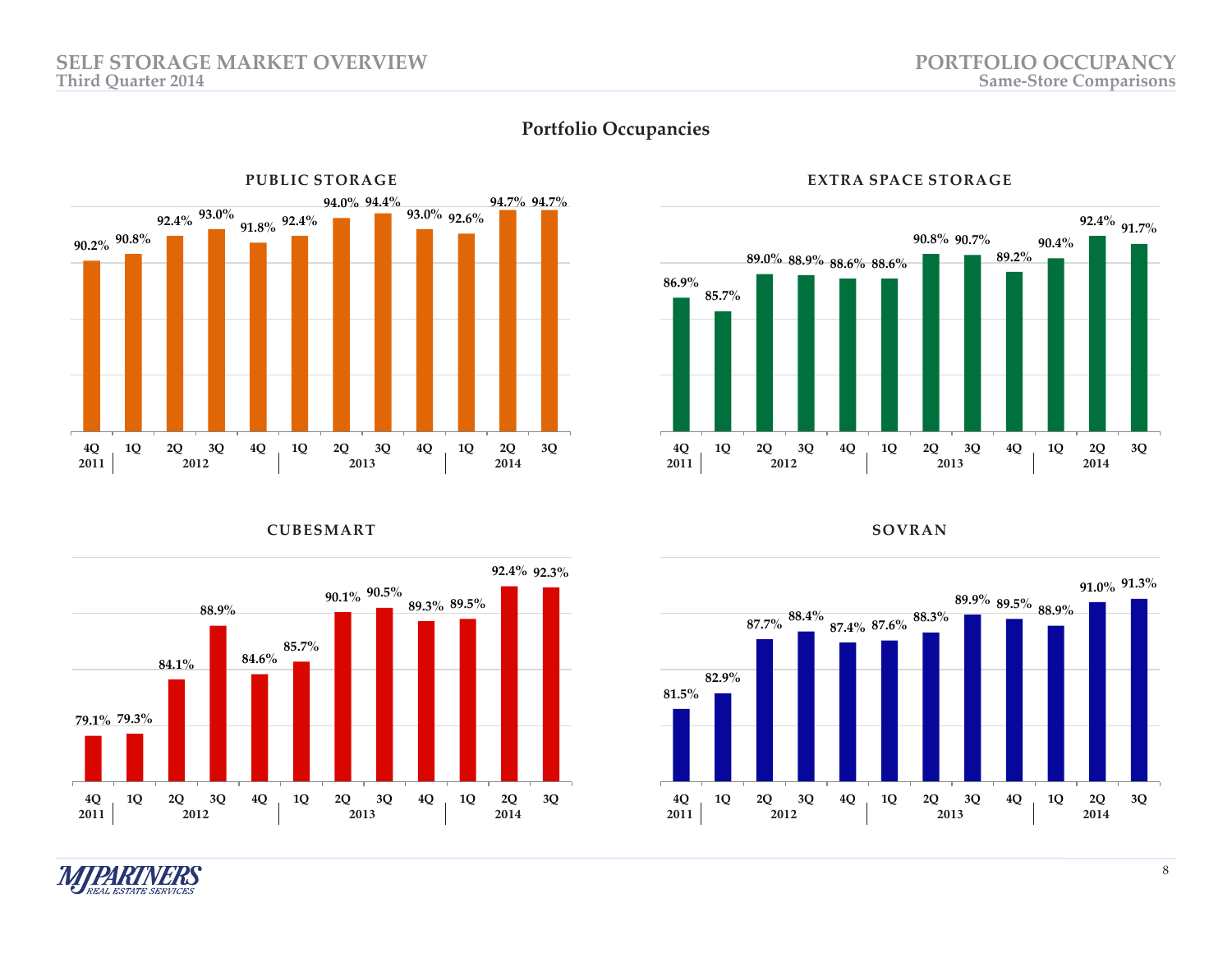# Portfolio Occupancies

### PUBLIC STORAGE

90.2% 90.8% 92.4% 93.0% 91.8% 92.4% 94.0% 94.4% 93.0% 92.6% 94.7% 94.7%

4Q 1Q 2Q 3Q 4Q 1Q 2Q 3Q 4Q 1Q 2Q 3Q

2011 2012 2013 2014

### EXTRA SPACE STORAGE

86.9% 85.7% 89.0% 88.9% 88.6% 88.6% 90.8% 90.7% 89.2% 90.4% 92.4% 91.7%

4Q 1Q 2Q 3Q 4Q 1Q 2Q 3Q 4Q 1Q 2Q 3Q

2011 2012 2013 2014

### CUBESMART

79.1% 79.3% 84.1% 88.9% 84.6% 85.7% 90.1% 90.5% 89.3% 89.5% 92.4% 92.3%

4Q 1Q 2Q 3Q 4Q 1Q 2Q 3Q 4Q 1Q 2Q 3Q

2011 2012 2013 2014

### SOVRAN

81.5% 82.9% 87.7% 88.4% 87.4% 87.6% 88.3% 89.9% 89.5% 88.9% 91.0% 91.3%

4Q 1Q 2Q 3Q 4Q 1Q 2Q 3Q 4Q 1Q 2Q 3Q

2011 2012 2013 2014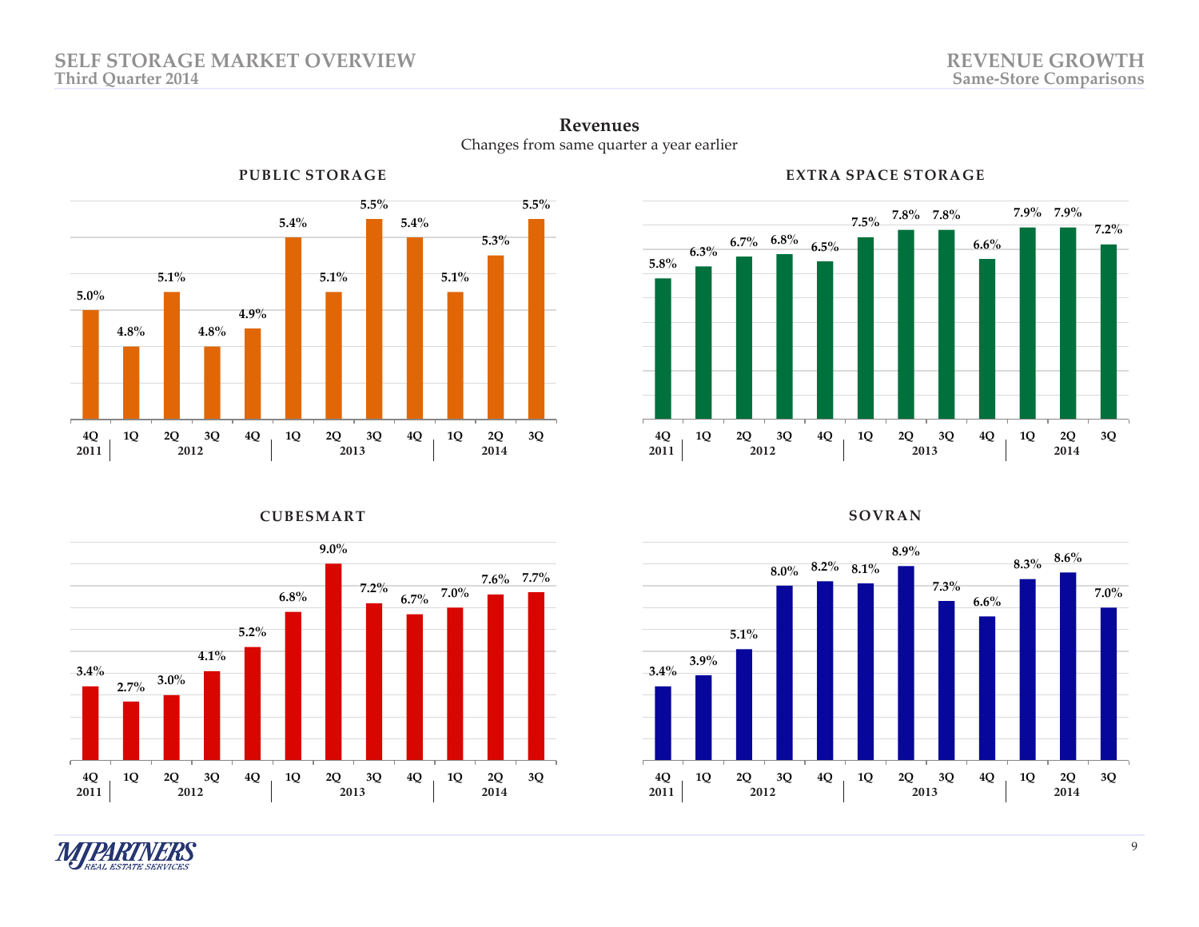## Revenues

Changes from same quarter a year earlier

### PUBLIC STORAGE

5.0% 4.8% 5.1% 4.8% 4.9% 5.4% 5.1% 5.5% 5.4% 5.1% 5.3% 5.5%

4Q 2011 | 1Q 2Q 3Q 4Q 2012 | 1Q 2Q 3Q 4Q 2013 | 1Q 2Q 3Q 2014

### EXTRA SPACE STORAGE

5.8% 6.3% 6.7% 6.8% 6.5% 7.5% 7.8% 7.8% 6.6% 7.9% 7.9% 7.2%

4Q 2011 | 1Q 2Q 3Q 4Q 2012 | 1Q 2Q 3Q 4Q 2013 | 1Q 2Q 3Q 2014

### CUBESMART

3.4% 2.7% 3.0% 4.1% 5.2% 6.8% 9.0% 7.2% 6.7% 7.0% 7.6% 7.7%

4Q 2011 | 1Q 2Q 3Q 4Q 2012 | 1Q 2Q 3Q 4Q 2013 | 1Q 2Q 3Q 2014

### SOVRAN

3.4% 3.9% 5.1% 8.0% 8.2% 8.1% 8.9% 7.3% 6.6% 8.3% 8.6% 7.0%

4Q 2011 | 1Q 2Q 3Q 4Q 2012 | 1Q 2Q 3Q 4Q 2013 | 1Q 2Q 3Q 2014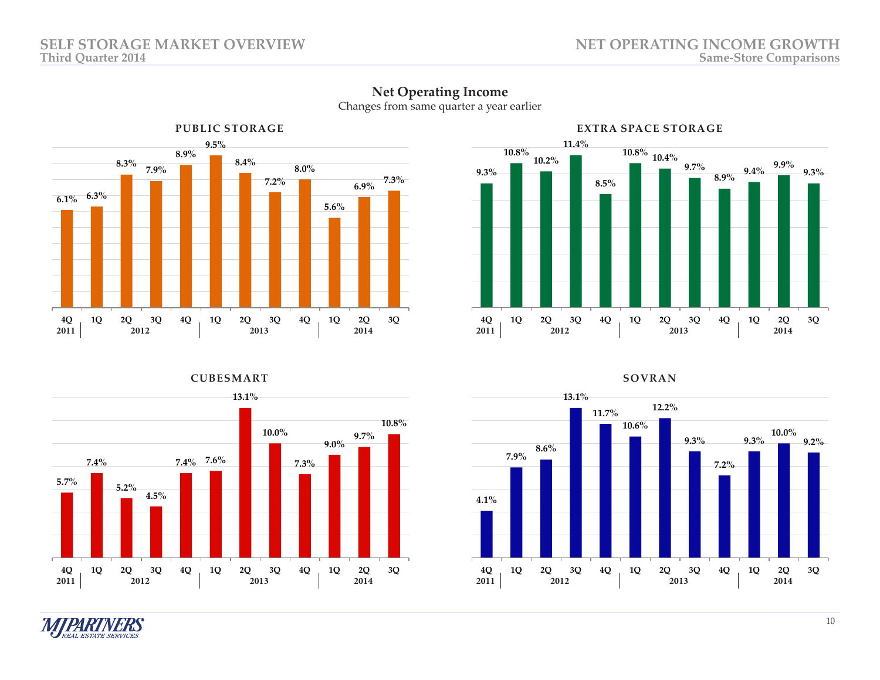# Net Operating Income

Changes from same quarter a year earlier

### PUBLIC STORAGE

6.1% 6.3% 8.3% 7.9% 8.9% 9.5% 8.4% 7.2% 8.0% 5.6% 6.9% 7.3%

4Q 1Q 2Q 3Q 4Q 1Q 2Q 3Q 4Q 1Q 2Q 3Q

2011 2012 2013 2014

### EXTRA SPACE STORAGE

9.3% 10.8% 10.2% 11.4% 8.5% 10.8% 10.4% 9.7% 8.9% 9.4% 9.9% 9.3%

4Q 1Q 2Q 3Q 4Q 1Q 2Q 3Q 4Q 1Q 2Q 3Q

2011 2012 2013 2014

### CUBESMART

5.7% 7.4% 5.2% 4.5% 7.4% 7.6% 13.1% 10.0% 7.3% 9.0% 9.7% 10.8%

4Q 1Q 2Q 3Q 4Q 1Q 2Q 3Q 4Q 1Q 2Q 3Q

2011 2012 2013 2014

### SOVRAN

4.1% 7.9% 8.6% 13.1% 11.7% 10.6% 12.2% 9.3% 7.2% 9.3% 10.0% 9.2%

4Q 1Q 2Q 3Q 4Q 1Q 2Q 3Q 4Q 1Q 2Q 3Q

2011 2012 2013 2014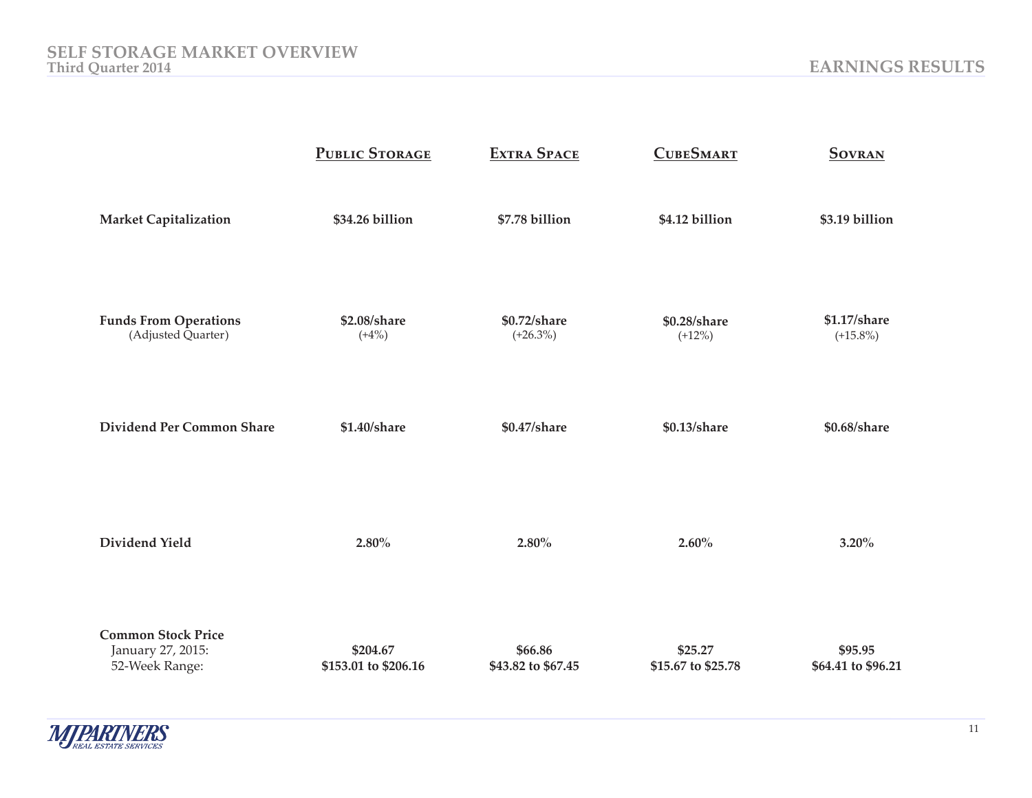# SELF STORAGE MARKET OVERVIEW

## Third Quarter 2014

## EARNINGS RESULTS

| | Public Storage | Extra Space | CubeSmart | Sovran |
|---|---|---|---|---|
| **Market Capitalization** | **$34.26 billion** | **$7.78 billion** | **$4.12 billion** | **$3.19 billion** |
| **Funds From Operations** (Adjusted Quarter) | **$2.08/share** (+4%) | **$0.72/share** (+26.3%) | **$0.28/share** (+12%) | **$1.17/share** (+15.8%) |
| **Dividend Per Common Share** | **$1.40/share** | **$0.47/share** | **$0.13/share** | **$0.68/share** |
| **Dividend Yield** | **2.80%** | **2.80%** | **2.60%** | **3.20%** |
| **Common Stock Price** | | | | |
| January 27, 2015: | **$204.67** | **$66.86** | **$25.27** | **$95.95** |
| 52-Week Range: | **$153.01 to $206.16** | **$43.82 to $67.45** | **$15.67 to $25.78** | **$64.41 to $96.21** |

MJPARTNERS REAL ESTATE SERVICES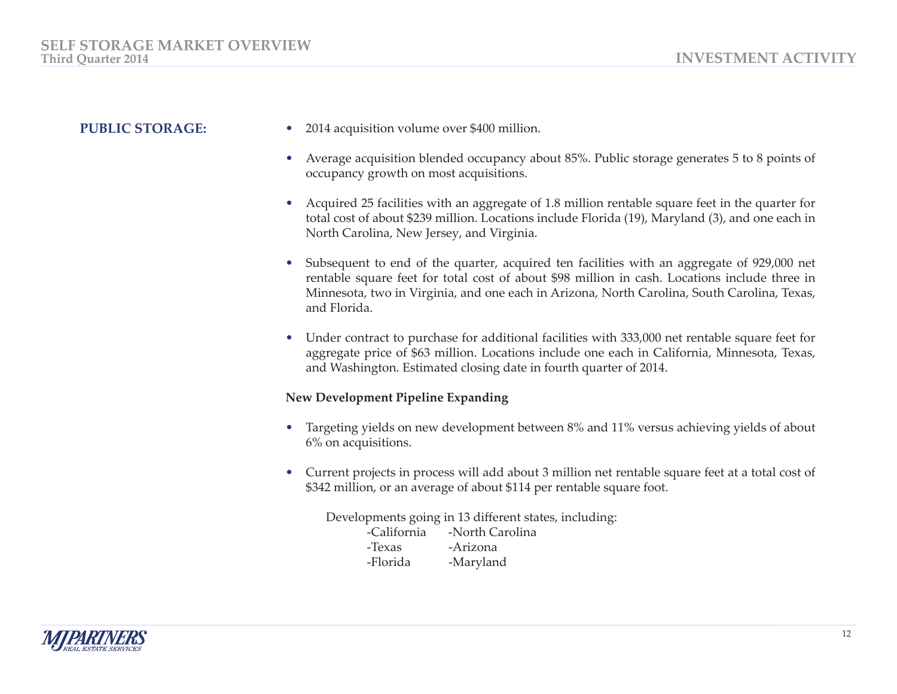## PUBLIC STORAGE:

- 2014 acquisition volume over $400 million.
- Average acquisition blended occupancy about 85%. Public storage generates 5 to 8 points of occupancy growth on most acquisitions.
- Acquired 25 facilities with an aggregate of 1.8 million rentable square feet in the quarter for total cost of about $239 million. Locations include Florida (19), Maryland (3), and one each in North Carolina, New Jersey, and Virginia.
- Subsequent to end of the quarter, acquired ten facilities with an aggregate of 929,000 net rentable square feet for total cost of about $98 million in cash. Locations include three in Minnesota, two in Virginia, and one each in Arizona, North Carolina, South Carolina, Texas, and Florida.
- Under contract to purchase for additional facilities with 333,000 net rentable square feet for aggregate price of $63 million. Locations include one each in California, Minnesota, Texas, and Washington. Estimated closing date in fourth quarter of 2014.

**New Development Pipeline Expanding**

- Targeting yields on new development between 8% and 11% versus achieving yields of about 6% on acquisitions.
- Current projects in process will add about 3 million net rentable square feet at a total cost of $342 million, or an average of about $114 per rentable square foot.

Developments going in 13 different states, including:

-California -North Carolina
-Texas -Arizona
-Florida -Maryland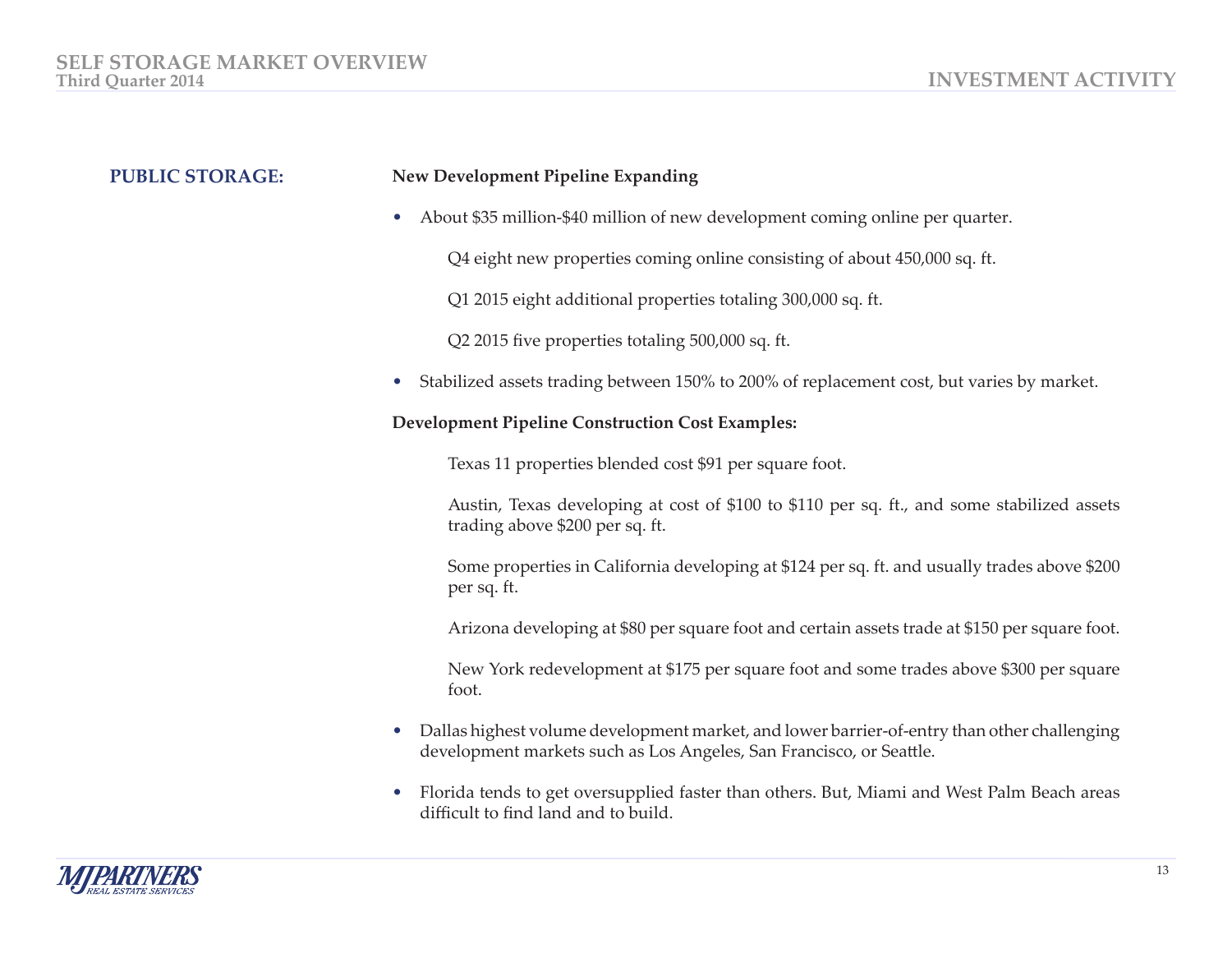## PUBLIC STORAGE:

**New Development Pipeline Expanding**

- About $35 million-$40 million of new development coming online per quarter.

  Q4 eight new properties coming online consisting of about 450,000 sq. ft.

  Q1 2015 eight additional properties totaling 300,000 sq. ft.

  Q2 2015 five properties totaling 500,000 sq. ft.

- Stabilized assets trading between 150% to 200% of replacement cost, but varies by market.

**Development Pipeline Construction Cost Examples:**

Texas 11 properties blended cost $91 per square foot.

Austin, Texas developing at cost of $100 to $110 per sq. ft., and some stabilized assets trading above $200 per sq. ft.

Some properties in California developing at $124 per sq. ft. and usually trades above $200 per sq. ft.

Arizona developing at $80 per square foot and certain assets trade at $150 per square foot.

New York redevelopment at $175 per square foot and some trades above $300 per square foot.

- Dallas highest volume development market, and lower barrier-of-entry than other challenging development markets such as Los Angeles, San Francisco, or Seattle.
- Florida tends to get oversupplied faster than others. But, Miami and West Palm Beach areas difficult to find land and to build.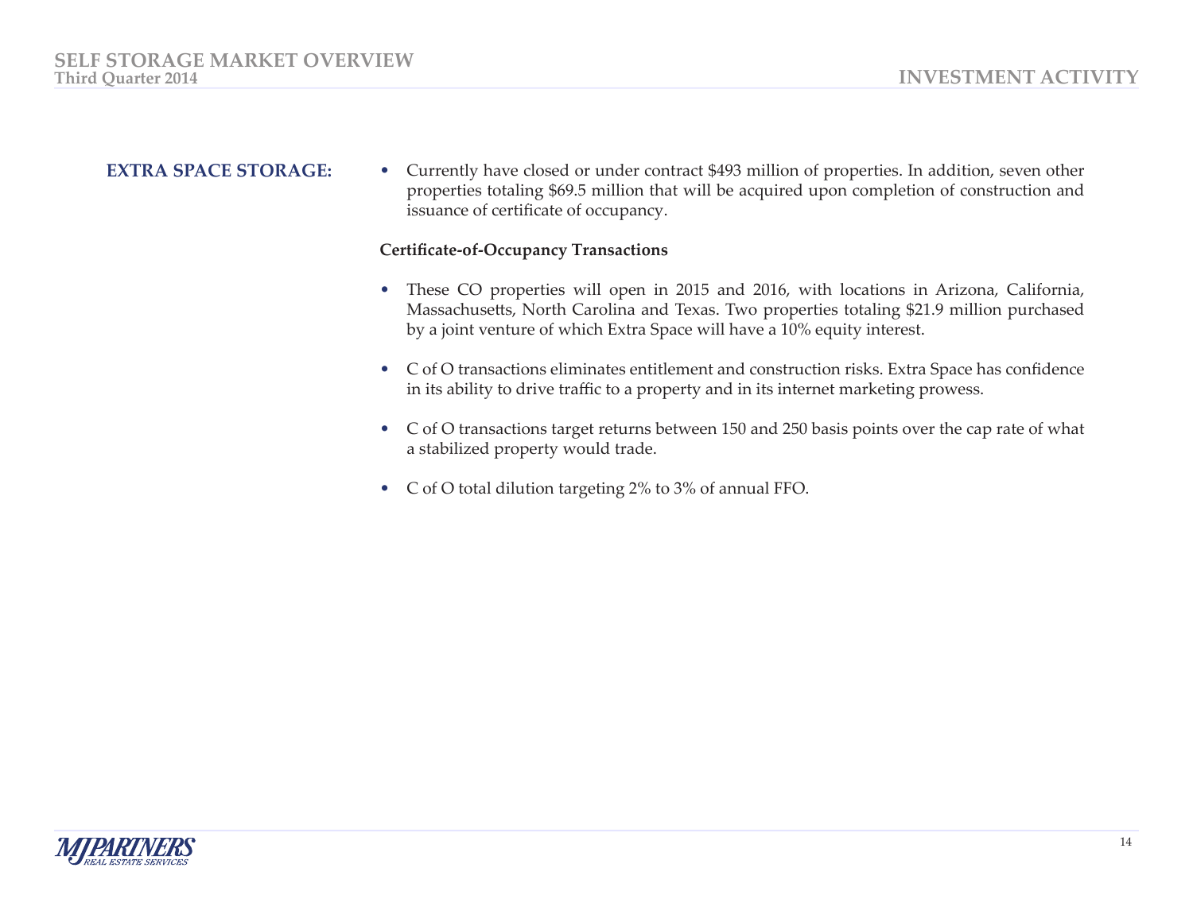**EXTRA SPACE STORAGE:**

- Currently have closed or under contract $493 million of properties. In addition, seven other properties totaling $69.5 million that will be acquired upon completion of construction and issuance of certificate of occupancy.

**Certificate-of-Occupancy Transactions**

- These CO properties will open in 2015 and 2016, with locations in Arizona, California, Massachusetts, North Carolina and Texas. Two properties totaling $21.9 million purchased by a joint venture of which Extra Space will have a 10% equity interest.
- C of O transactions eliminates entitlement and construction risks. Extra Space has confidence in its ability to drive traffic to a property and in its internet marketing prowess.
- C of O transactions target returns between 150 and 250 basis points over the cap rate of what a stabilized property would trade.
- C of O total dilution targeting 2% to 3% of annual FFO.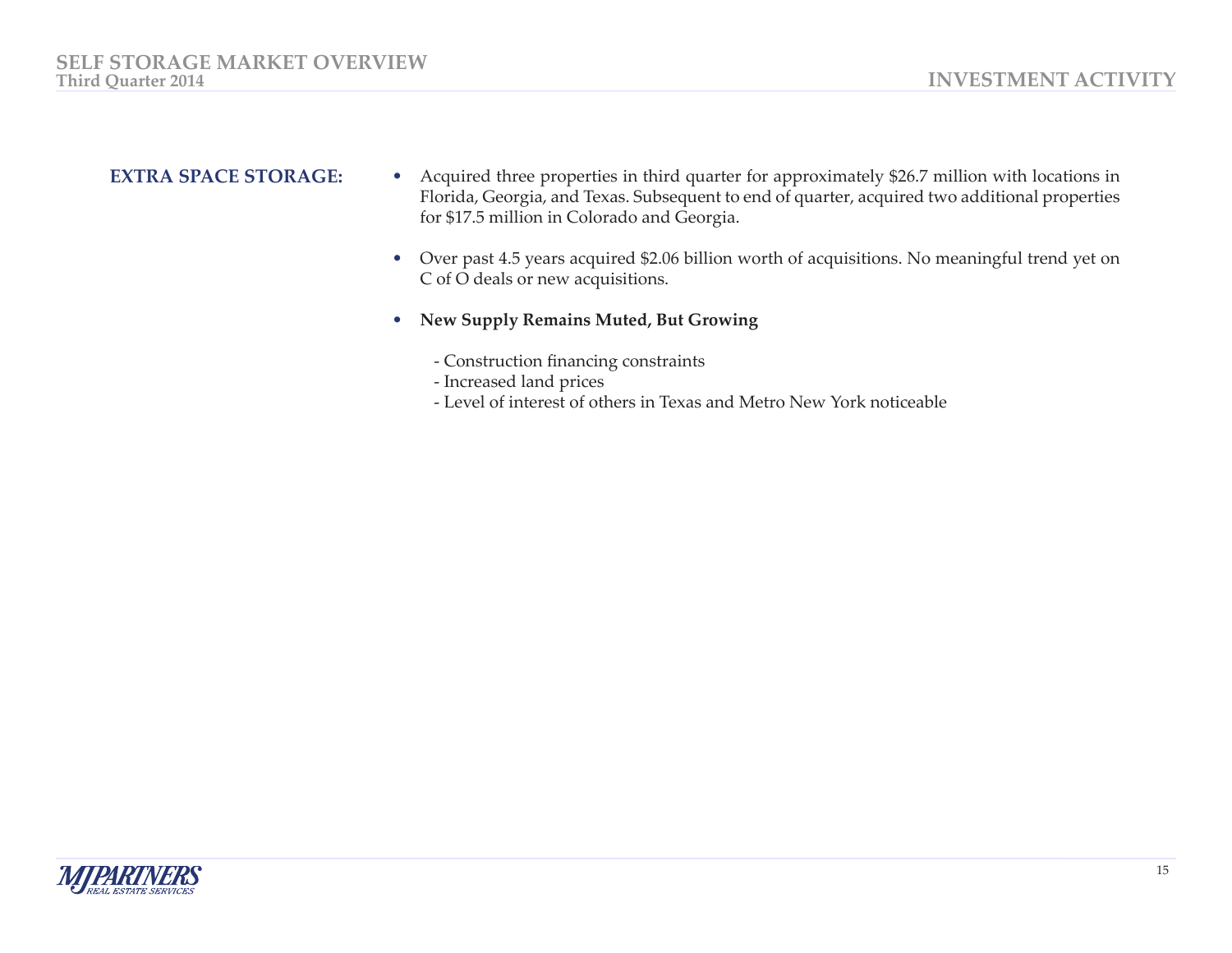**EXTRA SPACE STORAGE:**

- Acquired three properties in third quarter for approximately $26.7 million with locations in Florida, Georgia, and Texas. Subsequent to end of quarter, acquired two additional properties for $17.5 million in Colorado and Georgia.

- Over past 4.5 years acquired $2.06 billion worth of acquisitions. No meaningful trend yet on C of O deals or new acquisitions.

- **New Supply Remains Muted, But Growing**

  - Construction financing constraints
  - Increased land prices
  - Level of interest of others in Texas and Metro New York noticeable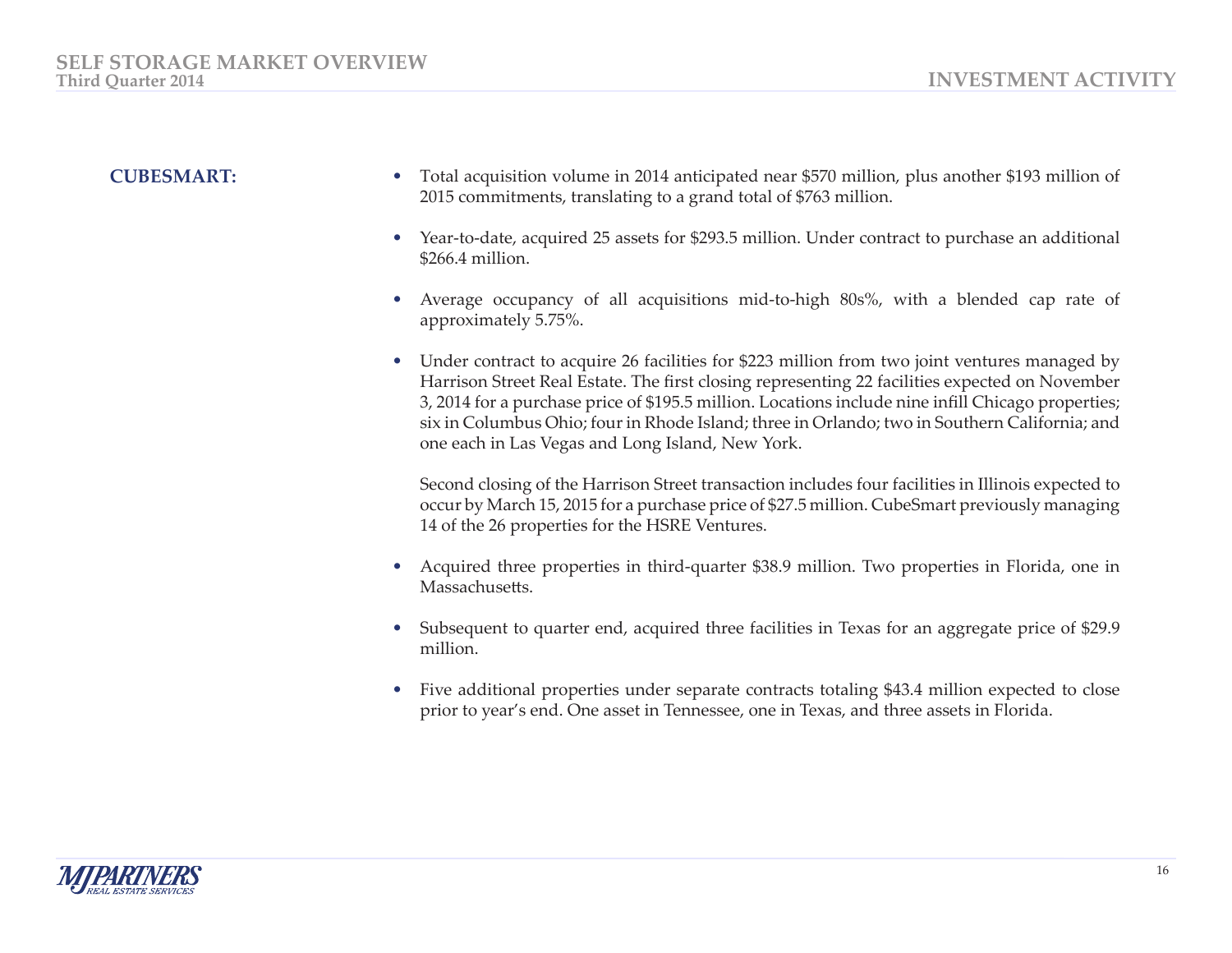**CUBESMART:**

- Total acquisition volume in 2014 anticipated near $570 million, plus another $193 million of 2015 commitments, translating to a grand total of $763 million.

- Year-to-date, acquired 25 assets for $293.5 million. Under contract to purchase an additional $266.4 million.

- Average occupancy of all acquisitions mid-to-high 80s%, with a blended cap rate of approximately 5.75%.

- Under contract to acquire 26 facilities for $223 million from two joint ventures managed by Harrison Street Real Estate. The first closing representing 22 facilities expected on November 3, 2014 for a purchase price of $195.5 million. Locations include nine infill Chicago properties; six in Columbus Ohio; four in Rhode Island; three in Orlando; two in Southern California; and one each in Las Vegas and Long Island, New York.

  Second closing of the Harrison Street transaction includes four facilities in Illinois expected to occur by March 15, 2015 for a purchase price of $27.5 million. CubeSmart previously managing 14 of the 26 properties for the HSRE Ventures.

- Acquired three properties in third-quarter $38.9 million. Two properties in Florida, one in Massachusetts.

- Subsequent to quarter end, acquired three facilities in Texas for an aggregate price of $29.9 million.

- Five additional properties under separate contracts totaling $43.4 million expected to close prior to year's end. One asset in Tennessee, one in Texas, and three assets in Florida.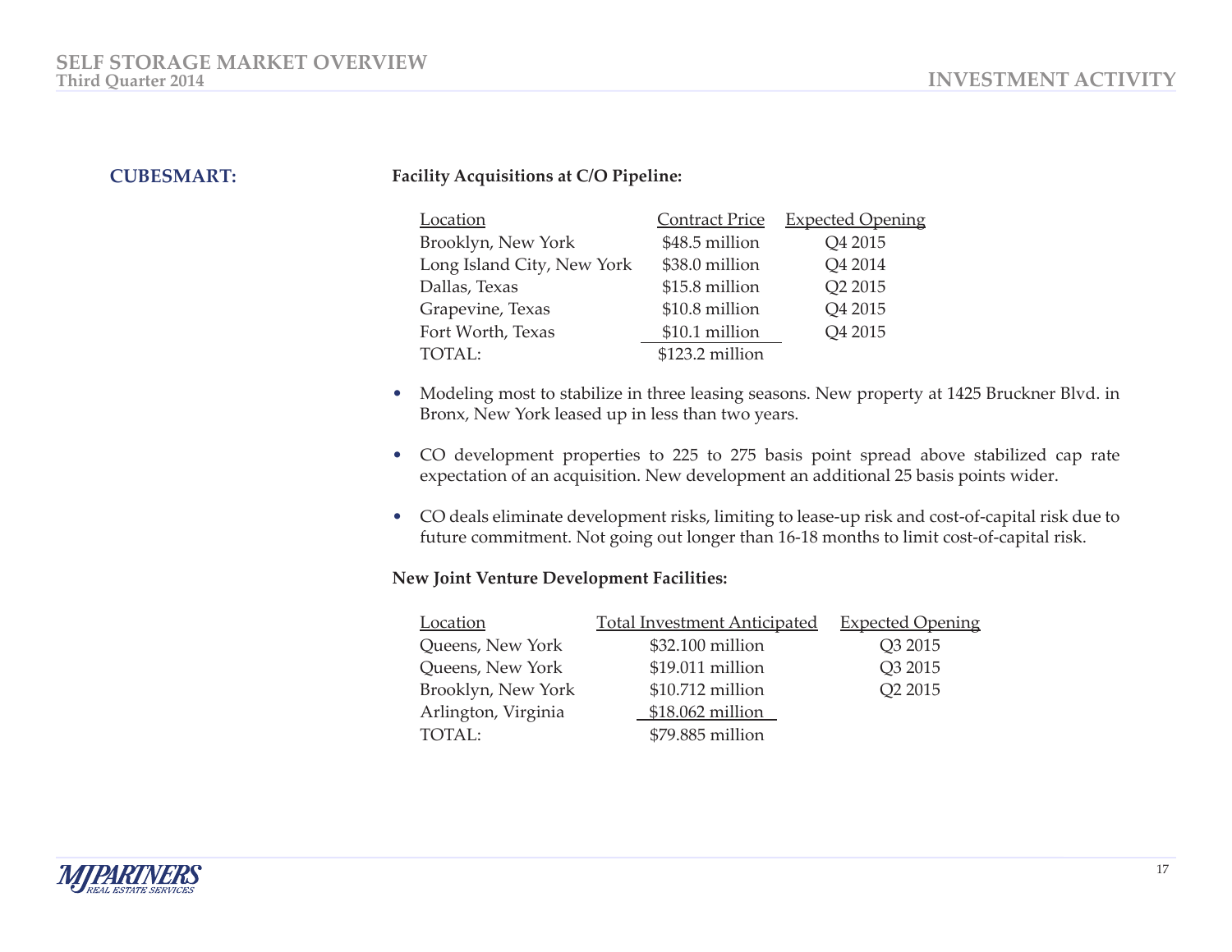## CUBESMART:

**Facility Acquisitions at C/O Pipeline:**

| Location | Contract Price | Expected Opening |
|---|---|---|
| Brooklyn, New York | $48.5 million | Q4 2015 |
| Long Island City, New York | $38.0 million | Q4 2014 |
| Dallas, Texas | $15.8 million | Q2 2015 |
| Grapevine, Texas | $10.8 million | Q4 2015 |
| Fort Worth, Texas | $10.1 million | Q4 2015 |
| TOTAL: | $123.2 million | |

- Modeling most to stabilize in three leasing seasons. New property at 1425 Bruckner Blvd. in Bronx, New York leased up in less than two years.
- CO development properties to 225 to 275 basis point spread above stabilized cap rate expectation of an acquisition. New development an additional 25 basis points wider.
- CO deals eliminate development risks, limiting to lease-up risk and cost-of-capital risk due to future commitment. Not going out longer than 16-18 months to limit cost-of-capital risk.

**New Joint Venture Development Facilities:**

| Location | Total Investment Anticipated | Expected Opening |
|---|---|---|
| Queens, New York | $32.100 million | Q3 2015 |
| Queens, New York | $19.011 million | Q3 2015 |
| Brooklyn, New York | $10.712 million | Q2 2015 |
| Arlington, Virginia | $18.062 million | |
| TOTAL: | $79.885 million | |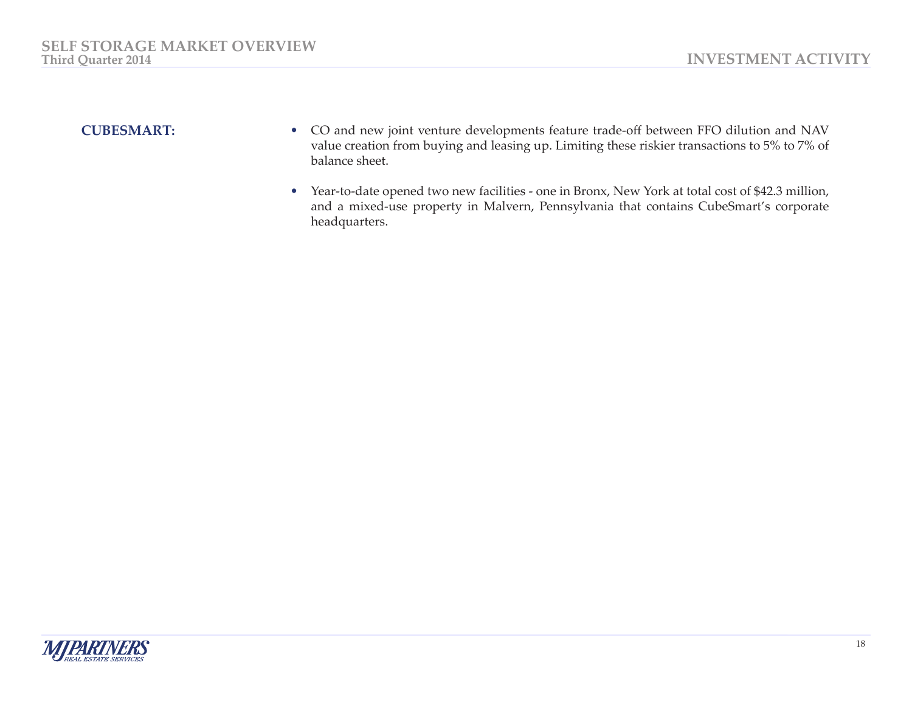**CUBESMART:**

- CO and new joint venture developments feature trade-off between FFO dilution and NAV value creation from buying and leasing up. Limiting these riskier transactions to 5% to 7% of balance sheet.

- Year-to-date opened two new facilities - one in Bronx, New York at total cost of $42.3 million, and a mixed-use property in Malvern, Pennsylvania that contains CubeSmart's corporate headquarters.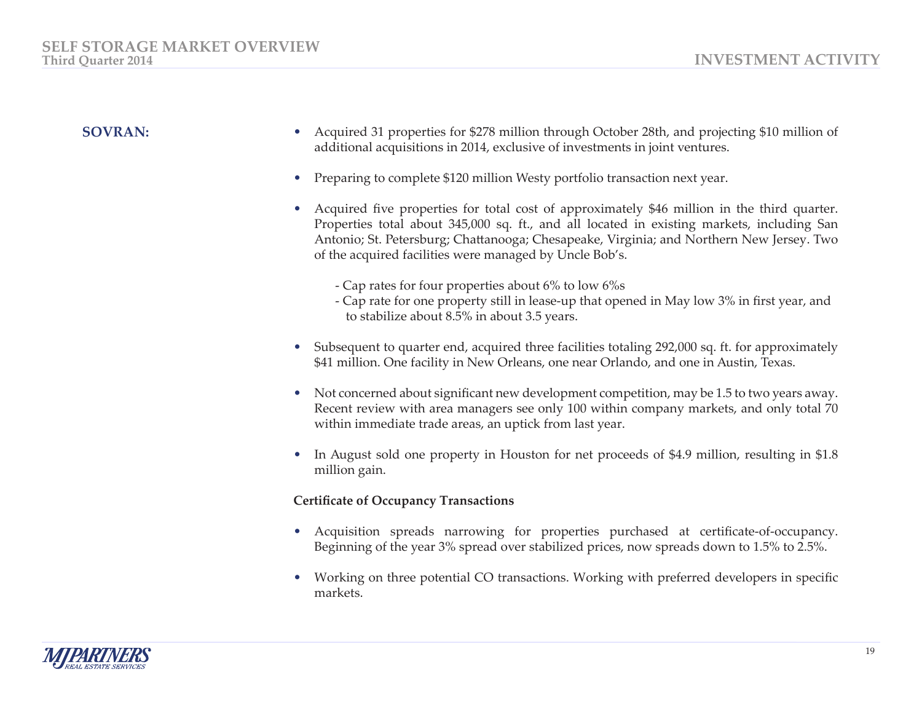## SOVRAN:

- Acquired 31 properties for $278 million through October 28th, and projecting $10 million of additional acquisitions in 2014, exclusive of investments in joint ventures.

- Preparing to complete $120 million Westy portfolio transaction next year.

- Acquired five properties for total cost of approximately $46 million in the third quarter. Properties total about 345,000 sq. ft., and all located in existing markets, including San Antonio; St. Petersburg; Chattanooga; Chesapeake, Virginia; and Northern New Jersey. Two of the acquired facilities were managed by Uncle Bob's.

  - Cap rates for four properties about 6% to low 6%s
  - Cap rate for one property still in lease-up that opened in May low 3% in first year, and to stabilize about 8.5% in about 3.5 years.

- Subsequent to quarter end, acquired three facilities totaling 292,000 sq. ft. for approximately $41 million. One facility in New Orleans, one near Orlando, and one in Austin, Texas.

- Not concerned about significant new development competition, may be 1.5 to two years away. Recent review with area managers see only 100 within company markets, and only total 70 within immediate trade areas, an uptick from last year.

- In August sold one property in Houston for net proceeds of $4.9 million, resulting in $1.8 million gain.

**Certificate of Occupancy Transactions**

- Acquisition spreads narrowing for properties purchased at certificate-of-occupancy. Beginning of the year 3% spread over stabilized prices, now spreads down to 1.5% to 2.5%.

- Working on three potential CO transactions. Working with preferred developers in specific markets.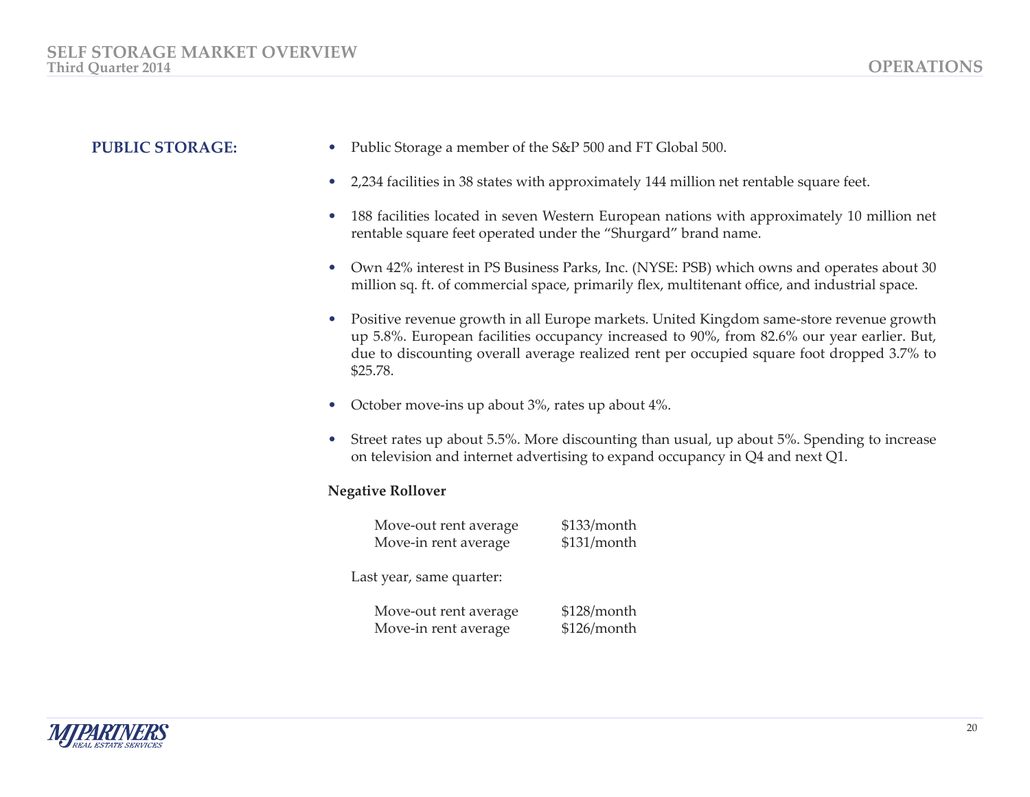## PUBLIC STORAGE:

- Public Storage a member of the S&P 500 and FT Global 500.
- 2,234 facilities in 38 states with approximately 144 million net rentable square feet.
- 188 facilities located in seven Western European nations with approximately 10 million net rentable square feet operated under the "Shurgard" brand name.
- Own 42% interest in PS Business Parks, Inc. (NYSE: PSB) which owns and operates about 30 million sq. ft. of commercial space, primarily flex, multitenant office, and industrial space.
- Positive revenue growth in all Europe markets. United Kingdom same-store revenue growth up 5.8%. European facilities occupancy increased to 90%, from 82.6% our year earlier. But, due to discounting overall average realized rent per occupied square foot dropped 3.7% to $25.78.
- October move-ins up about 3%, rates up about 4%.
- Street rates up about 5.5%. More discounting than usual, up about 5%. Spending to increase on television and internet advertising to expand occupancy in Q4 and next Q1.

**Negative Rollover**

| | |
|---|---|
| Move-out rent average | $133/month |
| Move-in rent average | $131/month |

Last year, same quarter:

| | |
|---|---|
| Move-out rent average | $128/month |
| Move-in rent average | $126/month |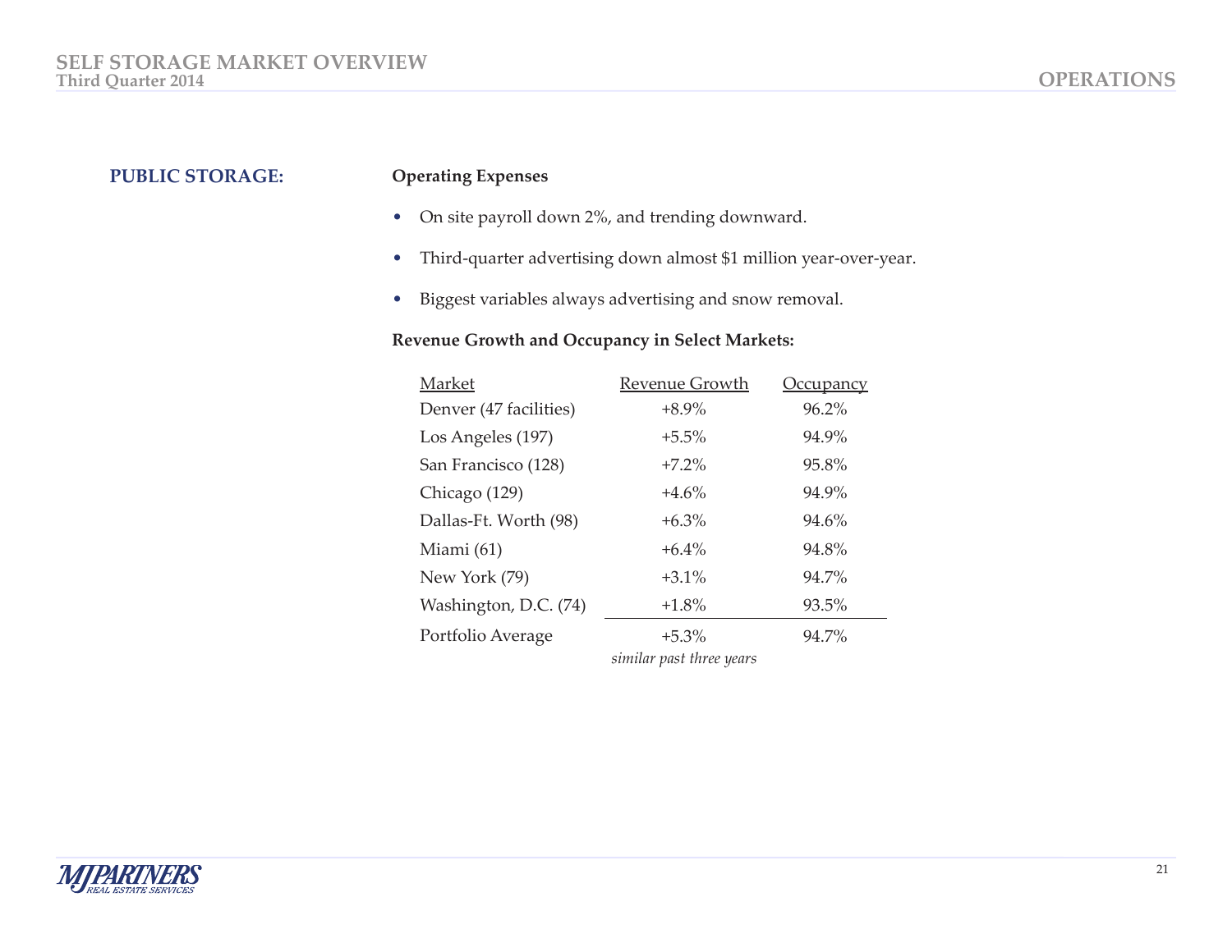## PUBLIC STORAGE:

### Operating Expenses

- On site payroll down 2%, and trending downward.
- Third-quarter advertising down almost $1 million year-over-year.
- Biggest variables always advertising and snow removal.

### Revenue Growth and Occupancy in Select Markets:

| Market | Revenue Growth | Occupancy |
|---|---|---|
| Denver (47 facilities) | +8.9% | 96.2% |
| Los Angeles (197) | +5.5% | 94.9% |
| San Francisco (128) | +7.2% | 95.8% |
| Chicago (129) | +4.6% | 94.9% |
| Dallas-Ft. Worth (98) | +6.3% | 94.6% |
| Miami (61) | +6.4% | 94.8% |
| New York (79) | +3.1% | 94.7% |
| Washington, D.C. (74) | +1.8% | 93.5% |
| Portfolio Average | +5.3% *similar past three years* | 94.7% |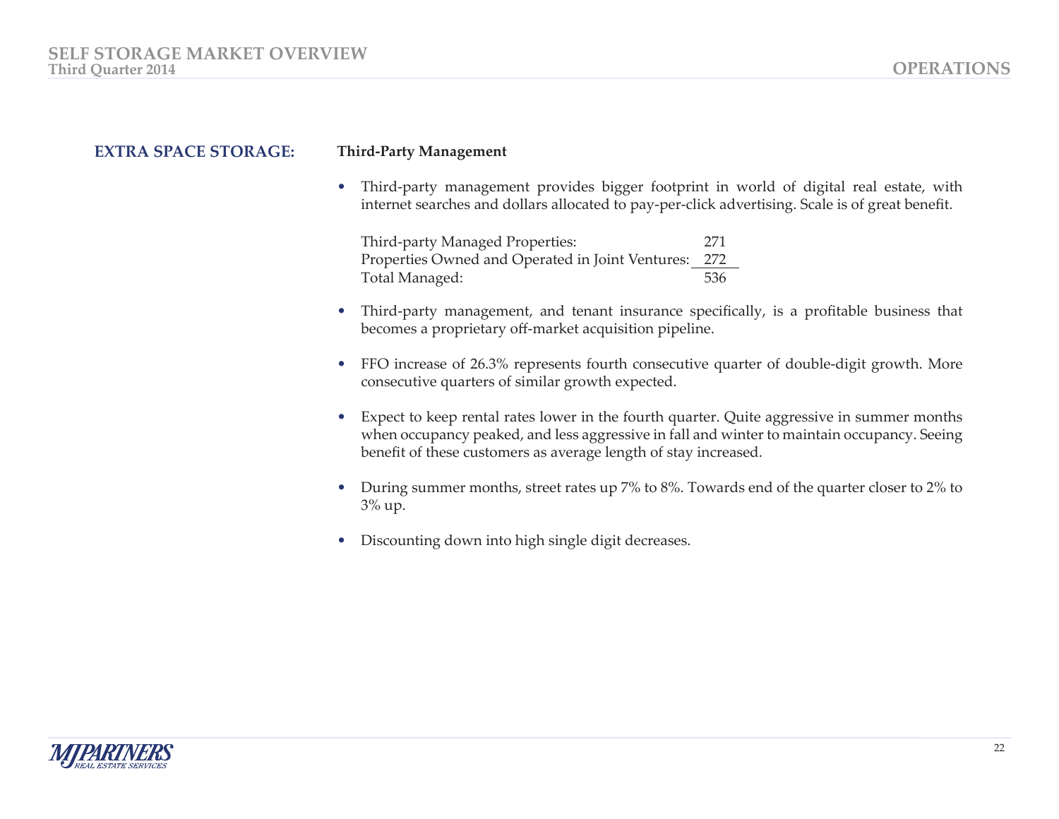## EXTRA SPACE STORAGE:

**Third-Party Management**

- Third-party management provides bigger footprint in world of digital real estate, with internet searches and dollars allocated to pay-per-click advertising. Scale is of great benefit.

| | |
|---|---|
| Third-party Managed Properties: | 271 |
| Properties Owned and Operated in Joint Ventures: | 272 |
| Total Managed: | 536 |

- Third-party management, and tenant insurance specifically, is a profitable business that becomes a proprietary off-market acquisition pipeline.

- FFO increase of 26.3% represents fourth consecutive quarter of double-digit growth. More consecutive quarters of similar growth expected.

- Expect to keep rental rates lower in the fourth quarter. Quite aggressive in summer months when occupancy peaked, and less aggressive in fall and winter to maintain occupancy. Seeing benefit of these customers as average length of stay increased.

- During summer months, street rates up 7% to 8%. Towards end of the quarter closer to 2% to 3% up.

- Discounting down into high single digit decreases.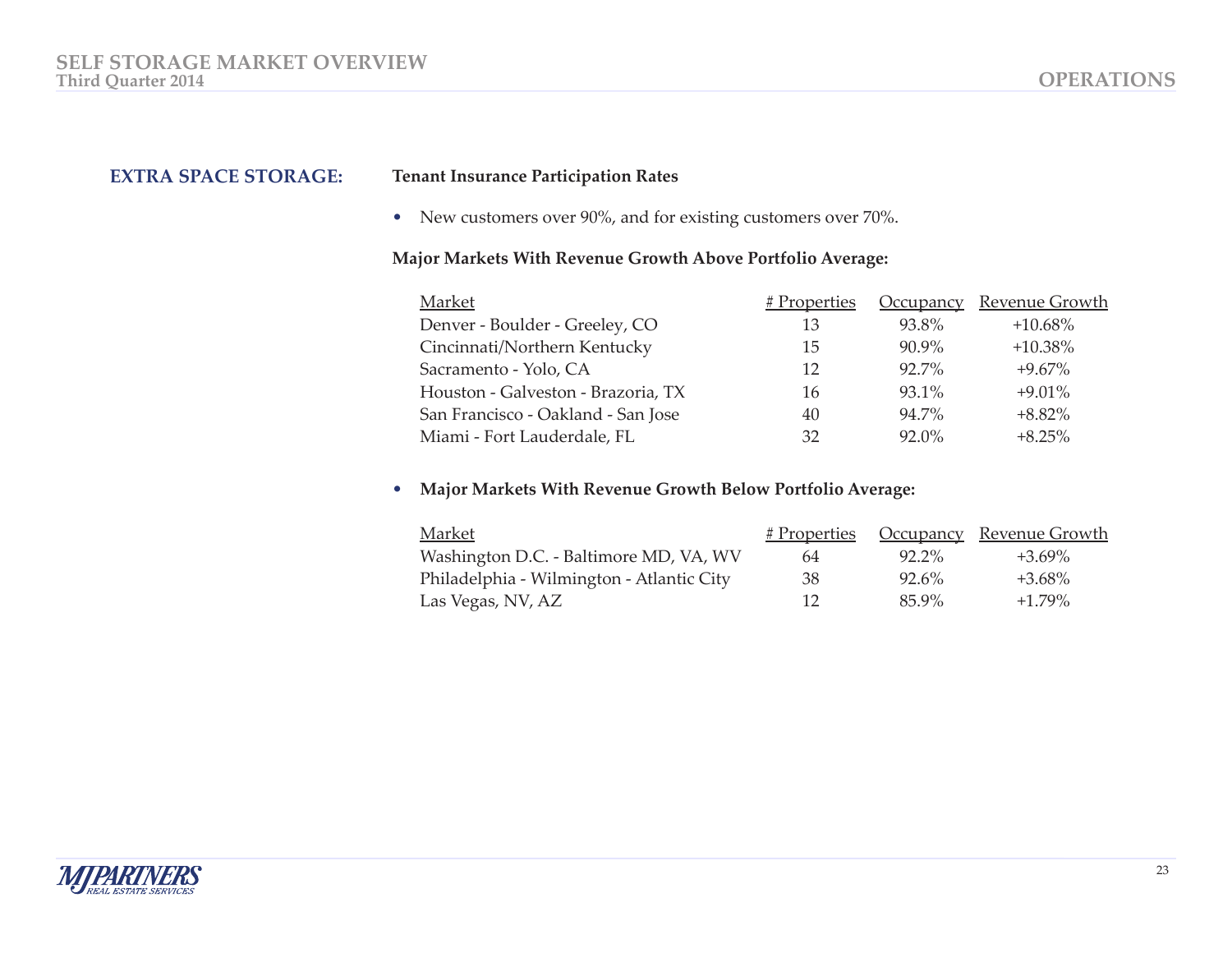## EXTRA SPACE STORAGE:

**Tenant Insurance Participation Rates**

- New customers over 90%, and for existing customers over 70%.

**Major Markets With Revenue Growth Above Portfolio Average:**

| Market | # Properties | Occupancy | Revenue Growth |
|---|---|---|---|
| Denver - Boulder - Greeley, CO | 13 | 93.8% | +10.68% |
| Cincinnati/Northern Kentucky | 15 | 90.9% | +10.38% |
| Sacramento - Yolo, CA | 12 | 92.7% | +9.67% |
| Houston - Galveston - Brazoria, TX | 16 | 93.1% | +9.01% |
| San Francisco - Oakland - San Jose | 40 | 94.7% | +8.82% |
| Miami - Fort Lauderdale, FL | 32 | 92.0% | +8.25% |

- **Major Markets With Revenue Growth Below Portfolio Average:**

| Market | # Properties | Occupancy | Revenue Growth |
|---|---|---|---|
| Washington D.C. - Baltimore MD, VA, WV | 64 | 92.2% | +3.69% |
| Philadelphia - Wilmington - Atlantic City | 38 | 92.6% | +3.68% |
| Las Vegas, NV, AZ | 12 | 85.9% | +1.79% |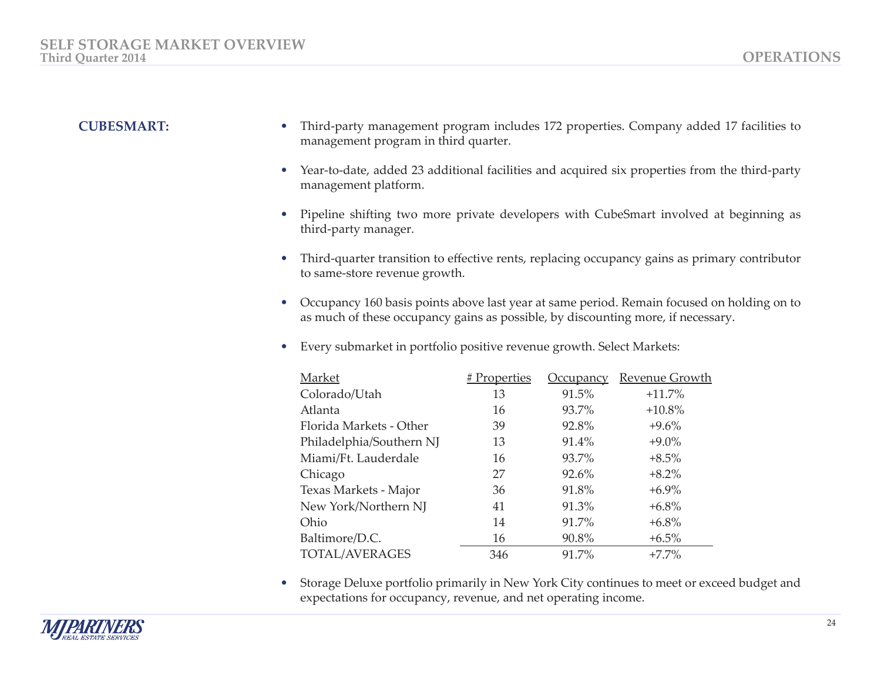**CUBESMART:**

- Third-party management program includes 172 properties. Company added 17 facilities to management program in third quarter.

- Year-to-date, added 23 additional facilities and acquired six properties from the third-party management platform.

- Pipeline shifting two more private developers with CubeSmart involved at beginning as third-party manager.

- Third-quarter transition to effective rents, replacing occupancy gains as primary contributor to same-store revenue growth.

- Occupancy 160 basis points above last year at same period. Remain focused on holding on to as much of these occupancy gains as possible, by discounting more, if necessary.

- Every submarket in portfolio positive revenue growth. Select Markets:

| Market | # Properties | Occupancy | Revenue Growth |
|---|---|---|---|
| Colorado/Utah | 13 | 91.5% | +11.7% |
| Atlanta | 16 | 93.7% | +10.8% |
| Florida Markets - Other | 39 | 92.8% | +9.6% |
| Philadelphia/Southern NJ | 13 | 91.4% | +9.0% |
| Miami/Ft. Lauderdale | 16 | 93.7% | +8.5% |
| Chicago | 27 | 92.6% | +8.2% |
| Texas Markets - Major | 36 | 91.8% | +6.9% |
| New York/Northern NJ | 41 | 91.3% | +6.8% |
| Ohio | 14 | 91.7% | +6.8% |
| Baltimore/D.C. | 16 | 90.8% | +6.5% |
| TOTAL/AVERAGES | 346 | 91.7% | +7.7% |

- Storage Deluxe portfolio primarily in New York City continues to meet or exceed budget and expectations for occupancy, revenue, and net operating income.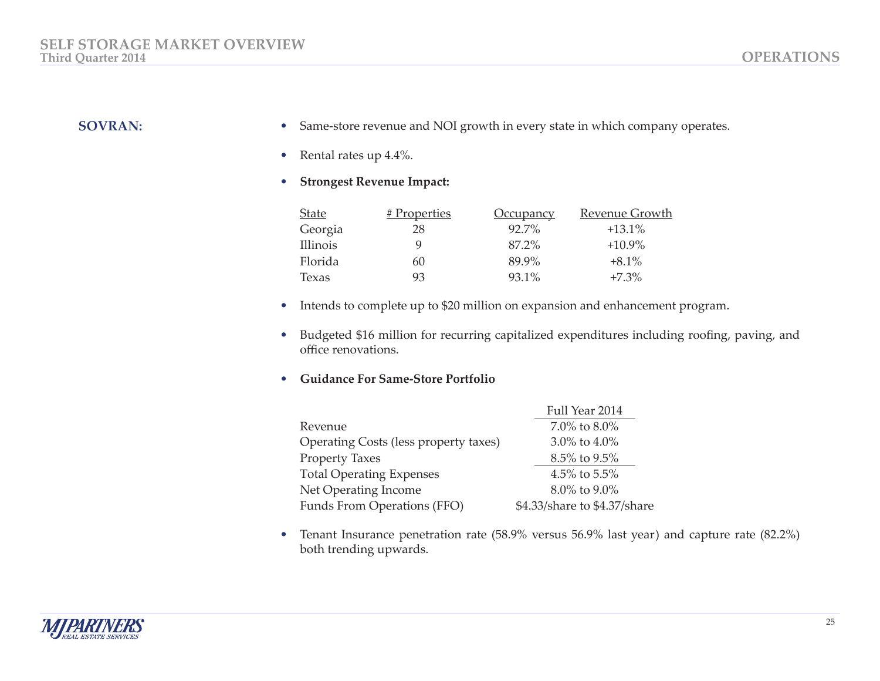**SOVRAN:**

- Same-store revenue and NOI growth in every state in which company operates.
- Rental rates up 4.4%.
- **Strongest Revenue Impact:**

| State | # Properties | Occupancy | Revenue Growth |
|---|---|---|---|
| Georgia | 28 | 92.7% | +13.1% |
| Illinois | 9 | 87.2% | +10.9% |
| Florida | 60 | 89.9% | +8.1% |
| Texas | 93 | 93.1% | +7.3% |

- Intends to complete up to $20 million on expansion and enhancement program.
- Budgeted $16 million for recurring capitalized expenditures including roofing, paving, and office renovations.
- **Guidance For Same-Store Portfolio**

| | Full Year 2014 |
|---|---|
| Revenue | 7.0% to 8.0% |
| Operating Costs (less property taxes) | 3.0% to 4.0% |
| Property Taxes | 8.5% to 9.5% |
| Total Operating Expenses | 4.5% to 5.5% |
| Net Operating Income | 8.0% to 9.0% |
| Funds From Operations (FFO) | $4.33/share to $4.37/share |

- Tenant Insurance penetration rate (58.9% versus 56.9% last year) and capture rate (82.2%) both trending upwards.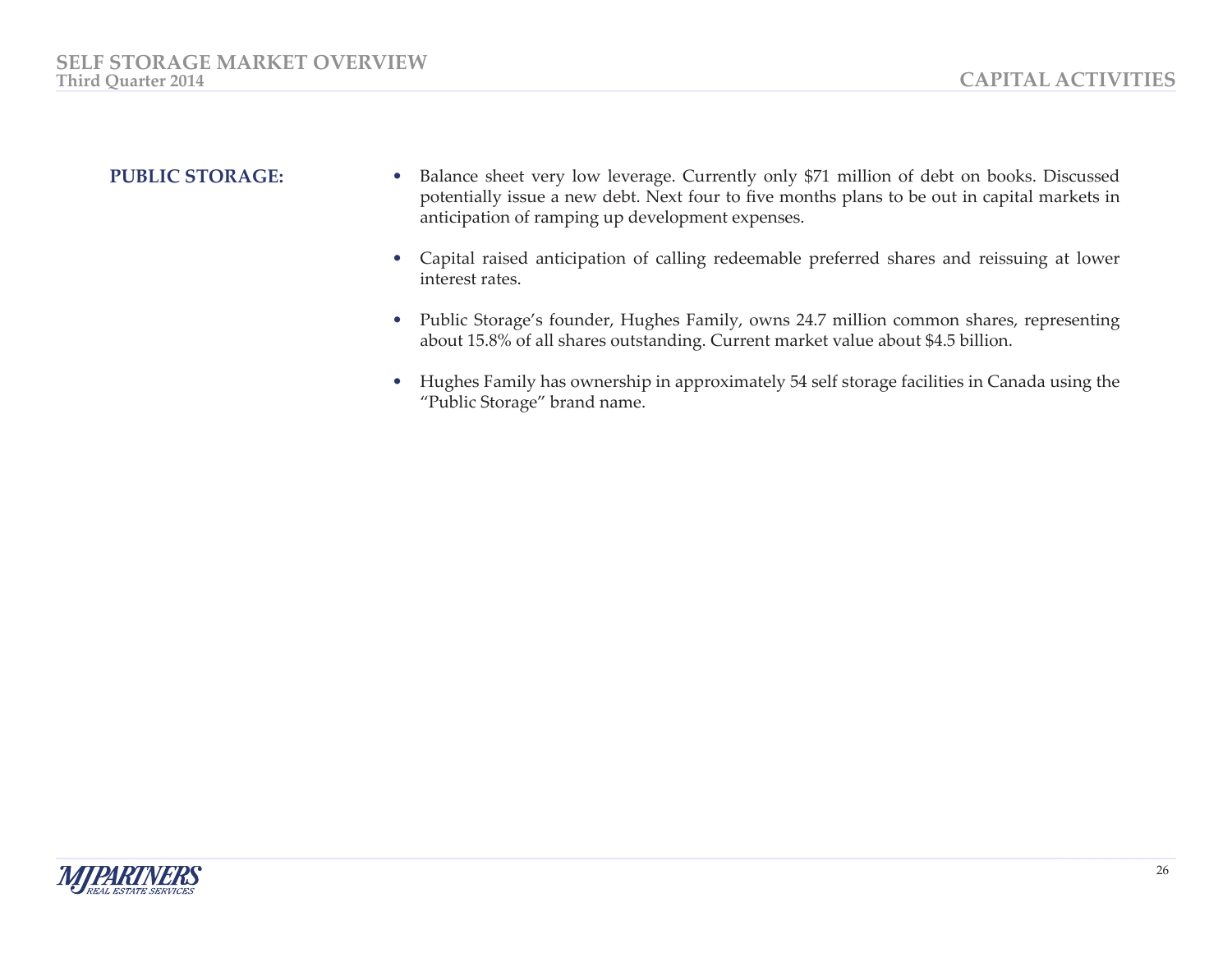**PUBLIC STORAGE:**

- Balance sheet very low leverage. Currently only $71 million of debt on books. Discussed potentially issue a new debt. Next four to five months plans to be out in capital markets in anticipation of ramping up development expenses.
- Capital raised anticipation of calling redeemable preferred shares and reissuing at lower interest rates.
- Public Storage's founder, Hughes Family, owns 24.7 million common shares, representing about 15.8% of all shares outstanding. Current market value about $4.5 billion.
- Hughes Family has ownership in approximately 54 self storage facilities in Canada using the "Public Storage" brand name.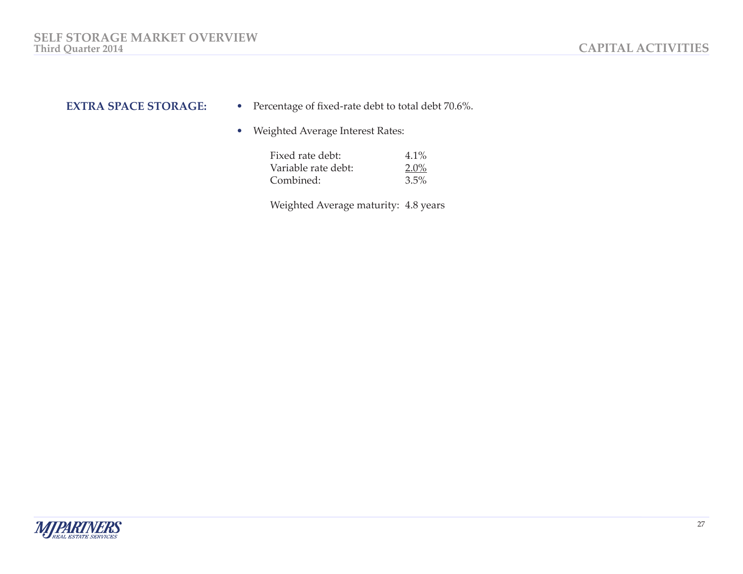**EXTRA SPACE STORAGE:**

- Percentage of fixed-rate debt to total debt 70.6%.
- Weighted Average Interest Rates:

| | |
|---|---|
| Fixed rate debt: | 4.1% |
| Variable rate debt: | 2.0% |
| Combined: | 3.5% |

Weighted Average maturity: 4.8 years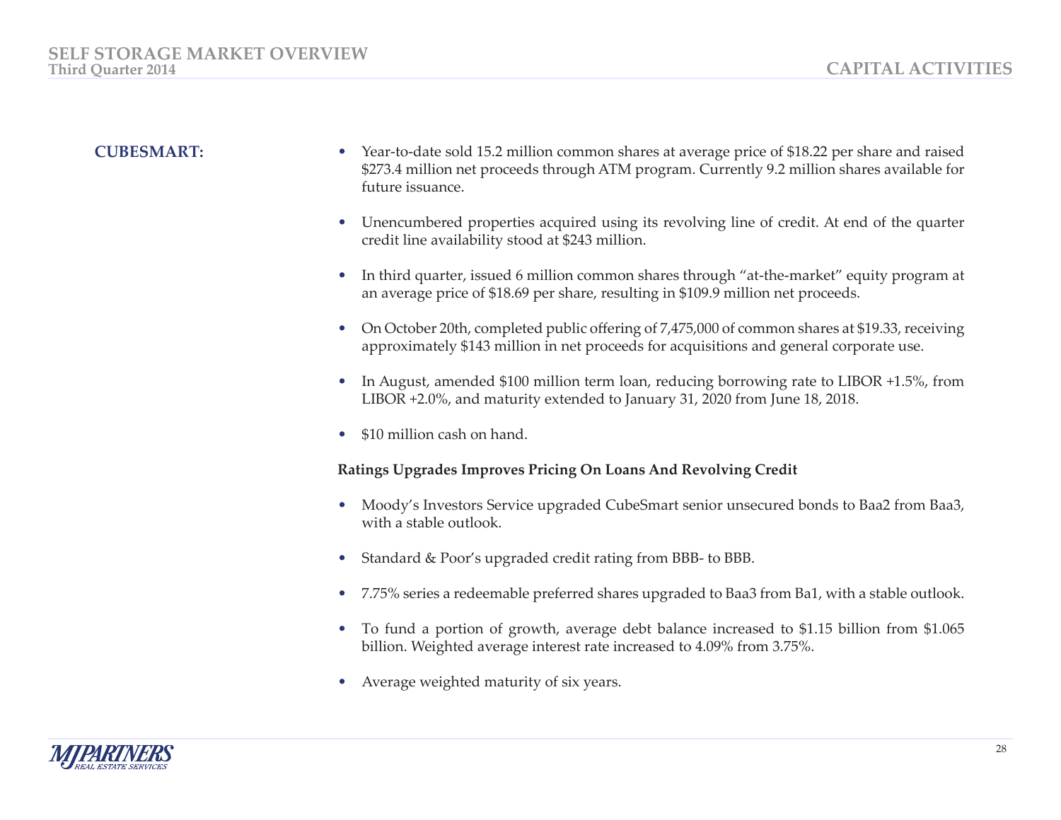## CUBESMART:

- Year-to-date sold 15.2 million common shares at average price of $18.22 per share and raised $273.4 million net proceeds through ATM program. Currently 9.2 million shares available for future issuance.
- Unencumbered properties acquired using its revolving line of credit. At end of the quarter credit line availability stood at $243 million.
- In third quarter, issued 6 million common shares through "at-the-market" equity program at an average price of $18.69 per share, resulting in $109.9 million net proceeds.
- On October 20th, completed public offering of 7,475,000 of common shares at $19.33, receiving approximately $143 million in net proceeds for acquisitions and general corporate use.
- In August, amended $100 million term loan, reducing borrowing rate to LIBOR +1.5%, from LIBOR +2.0%, and maturity extended to January 31, 2020 from June 18, 2018.
- $10 million cash on hand.

**Ratings Upgrades Improves Pricing On Loans And Revolving Credit**

- Moody's Investors Service upgraded CubeSmart senior unsecured bonds to Baa2 from Baa3, with a stable outlook.
- Standard & Poor's upgraded credit rating from BBB- to BBB.
- 7.75% series a redeemable preferred shares upgraded to Baa3 from Ba1, with a stable outlook.
- To fund a portion of growth, average debt balance increased to $1.15 billion from $1.065 billion. Weighted average interest rate increased to 4.09% from 3.75%.
- Average weighted maturity of six years.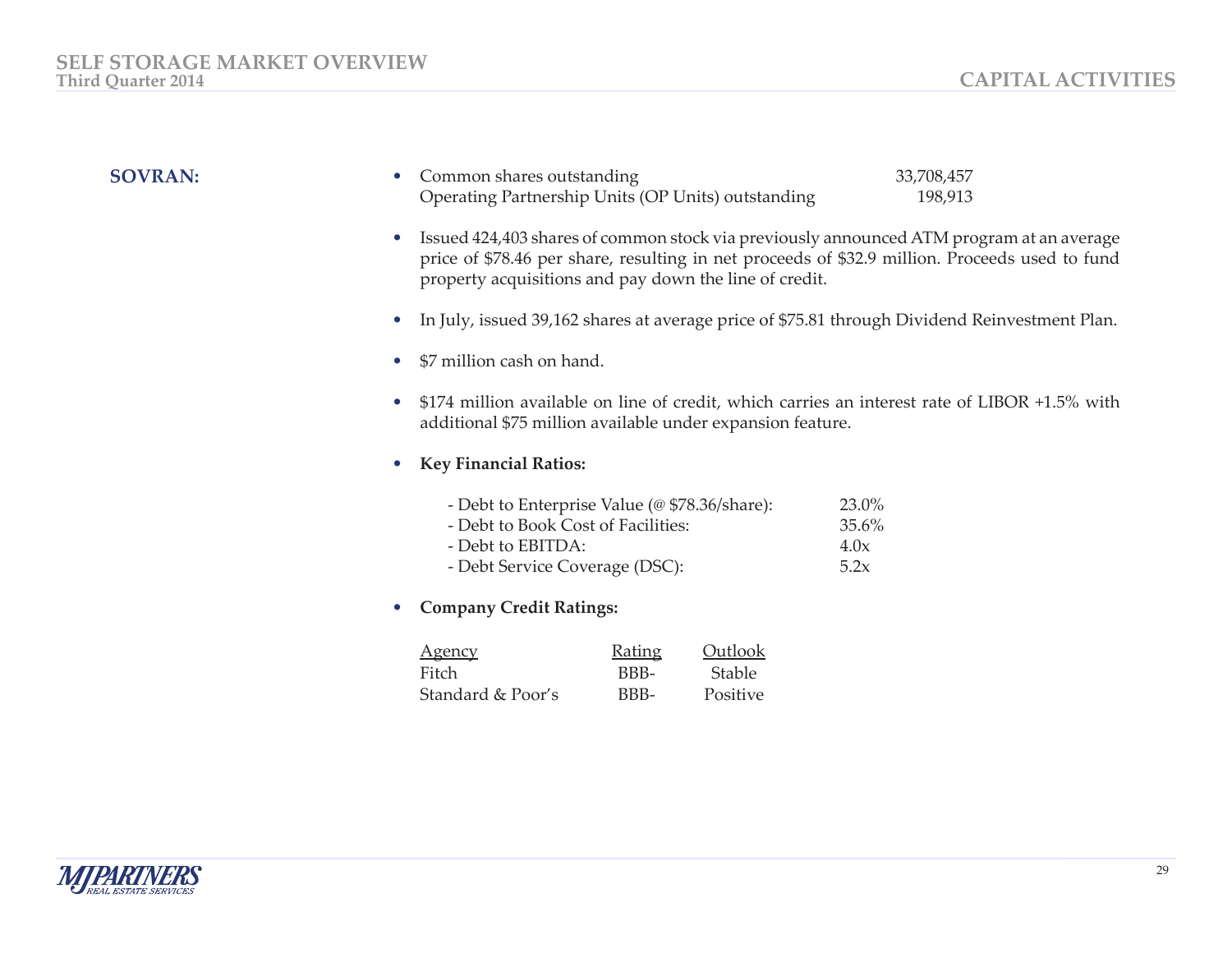## CAPITAL ACTIVITIES

### SOVRAN:

- Common shares outstanding 33,708,457
  Operating Partnership Units (OP Units) outstanding 198,913

- Issued 424,403 shares of common stock via previously announced ATM program at an average price of $78.46 per share, resulting in net proceeds of $32.9 million. Proceeds used to fund property acquisitions and pay down the line of credit.

- In July, issued 39,162 shares at average price of $75.81 through Dividend Reinvestment Plan.

- $7 million cash on hand.

- $174 million available on line of credit, which carries an interest rate of LIBOR +1.5% with additional $75 million available under expansion feature.

- **Key Financial Ratios:**

| | |
|---|---|
| - Debt to Enterprise Value (@ $78.36/share): | 23.0% |
| - Debt to Book Cost of Facilities: | 35.6% |
| - Debt to EBITDA: | 4.0x |
| - Debt Service Coverage (DSC): | 5.2x |

- **Company Credit Ratings:**

| Agency | Rating | Outlook |
|---|---|---|
| Fitch | BBB- | Stable |
| Standard & Poor's | BBB- | Positive |